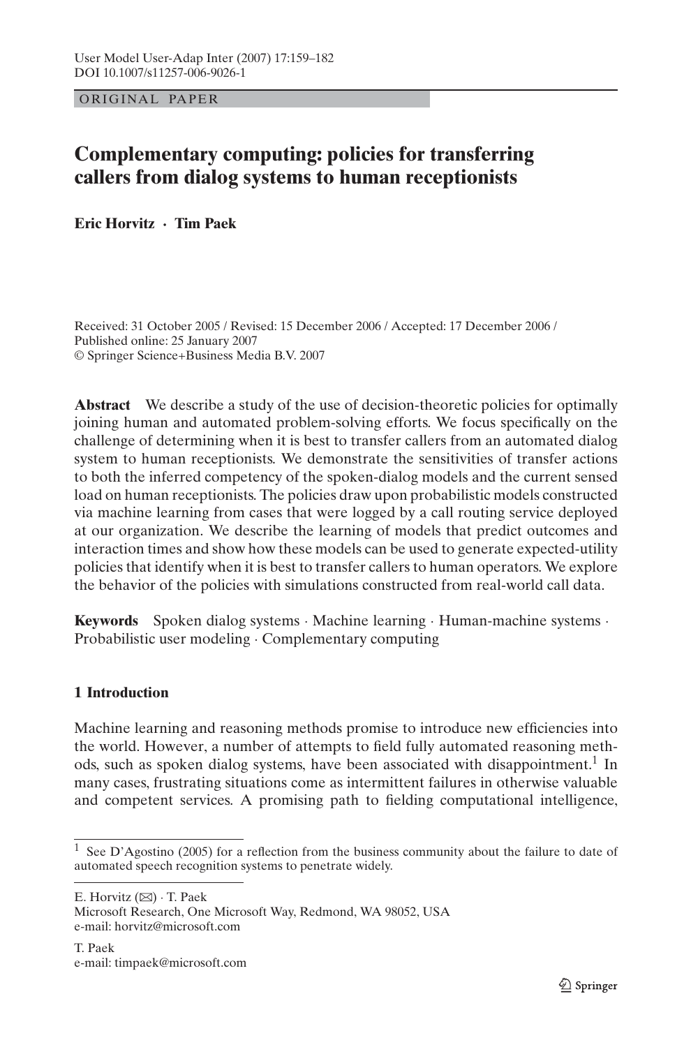ORIGINAL PAPER

# Complementary computing: policies for transferring callers from dialog systems to human receptionists

**Eric Horvitz · Tim Paek**

Received: 31 October 2005 / Revised: 15 December 2006 / Accepted: 17 December 2006 / Published online: 25 January 2007
© Springer Science+Business Media B.V. 2007

**Abstract** We describe a study of the use of decision-theoretic policies for optimally joining human and automated problem-solving efforts. We focus specifically on the challenge of determining when it is best to transfer callers from an automated dialog system to human receptionists. We demonstrate the sensitivities of transfer actions to both the inferred competency of the spoken-dialog models and the current sensed load on human receptionists. The policies draw upon probabilistic models constructed via machine learning from cases that were logged by a call routing service deployed at our organization. We describe the learning of models that predict outcomes and interaction times and show how these models can be used to generate expected-utility policies that identify when it is best to transfer callers to human operators. We explore the behavior of the policies with simulations constructed from real-world call data.

**Keywords** Spoken dialog systems · Machine learning · Human-machine systems · Probabilistic user modeling · Complementary computing

## 1 Introduction

Machine learning and reasoning methods promise to introduce new efficiencies into the world. However, a number of attempts to field fully automated reasoning methods, such as spoken dialog systems, have been associated with disappointment.[1] In many cases, frustrating situations come as intermittent failures in otherwise valuable and competent services. A promising path to fielding computational intelligence,

[1] See D'Agostino (2005) for a reflection from the business community about the failure to date of automated speech recognition systems to penetrate widely.

E. Horvitz (✉) · T. Paek
Microsoft Research, One Microsoft Way, Redmond, WA 98052, USA
e-mail: horvitz@microsoft.com

T. Paek
e-mail: timpaek@microsoft.com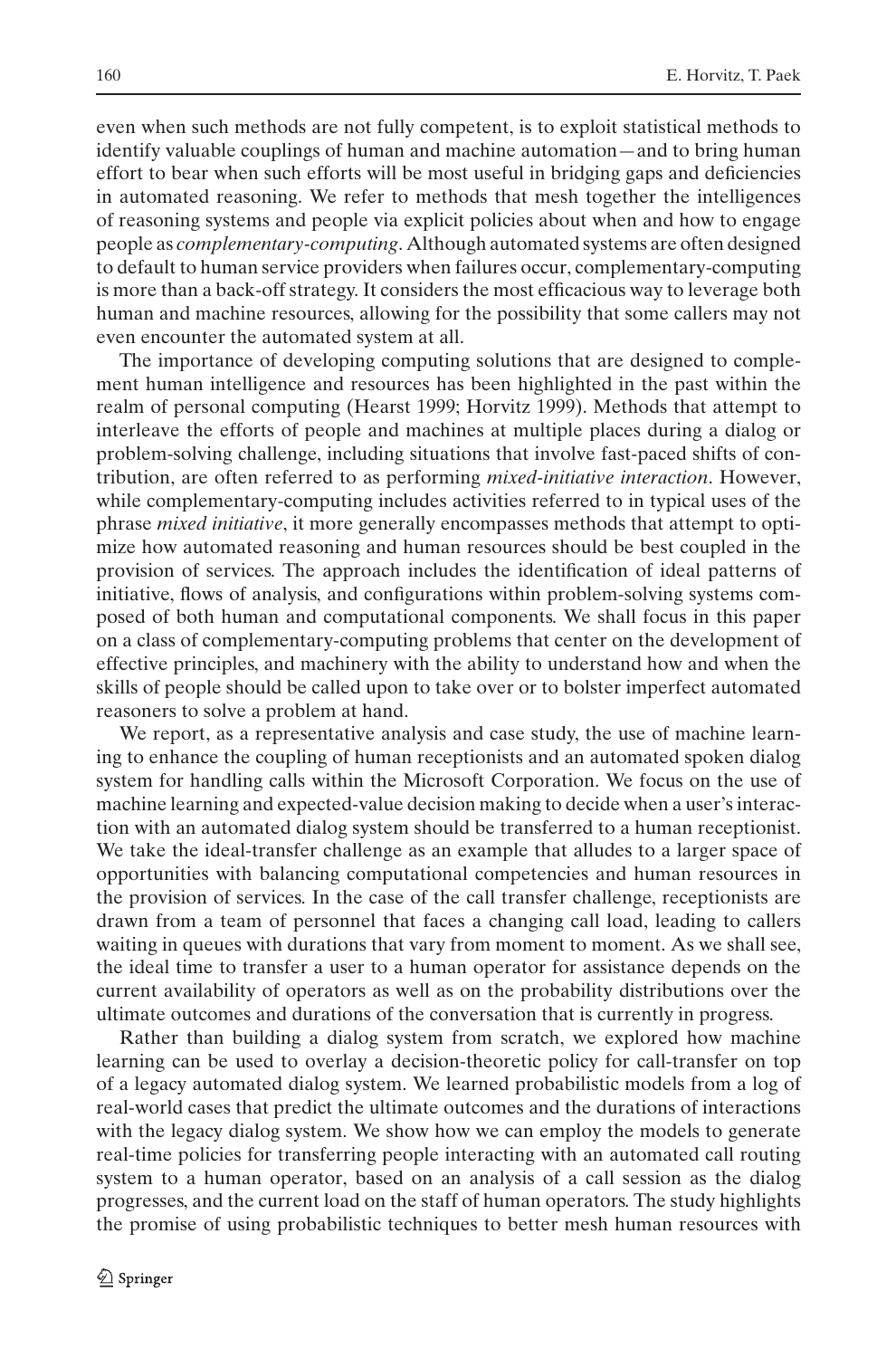even when such methods are not fully competent, is to exploit statistical methods to identify valuable couplings of human and machine automation—and to bring human effort to bear when such efforts will be most useful in bridging gaps and deficiencies in automated reasoning. We refer to methods that mesh together the intelligences of reasoning systems and people via explicit policies about when and how to engage people as *complementary-computing*. Although automated systems are often designed to default to human service providers when failures occur, complementary-computing is more than a back-off strategy. It considers the most efficacious way to leverage both human and machine resources, allowing for the possibility that some callers may not even encounter the automated system at all.

The importance of developing computing solutions that are designed to complement human intelligence and resources has been highlighted in the past within the realm of personal computing (Hearst 1999; Horvitz 1999). Methods that attempt to interleave the efforts of people and machines at multiple places during a dialog or problem-solving challenge, including situations that involve fast-paced shifts of contribution, are often referred to as performing *mixed-initiative interaction*. However, while complementary-computing includes activities referred to in typical uses of the phrase *mixed initiative*, it more generally encompasses methods that attempt to optimize how automated reasoning and human resources should be best coupled in the provision of services. The approach includes the identification of ideal patterns of initiative, flows of analysis, and configurations within problem-solving systems composed of both human and computational components. We shall focus in this paper on a class of complementary-computing problems that center on the development of effective principles, and machinery with the ability to understand how and when the skills of people should be called upon to take over or to bolster imperfect automated reasoners to solve a problem at hand.

We report, as a representative analysis and case study, the use of machine learning to enhance the coupling of human receptionists and an automated spoken dialog system for handling calls within the Microsoft Corporation. We focus on the use of machine learning and expected-value decision making to decide when a user's interaction with an automated dialog system should be transferred to a human receptionist. We take the ideal-transfer challenge as an example that alludes to a larger space of opportunities with balancing computational competencies and human resources in the provision of services. In the case of the call transfer challenge, receptionists are drawn from a team of personnel that faces a changing call load, leading to callers waiting in queues with durations that vary from moment to moment. As we shall see, the ideal time to transfer a user to a human operator for assistance depends on the current availability of operators as well as on the probability distributions over the ultimate outcomes and durations of the conversation that is currently in progress.

Rather than building a dialog system from scratch, we explored how machine learning can be used to overlay a decision-theoretic policy for call-transfer on top of a legacy automated dialog system. We learned probabilistic models from a log of real-world cases that predict the ultimate outcomes and the durations of interactions with the legacy dialog system. We show how we can employ the models to generate real-time policies for transferring people interacting with an automated call routing system to a human operator, based on an analysis of a call session as the dialog progresses, and the current load on the staff of human operators. The study highlights the promise of using probabilistic techniques to better mesh human resources with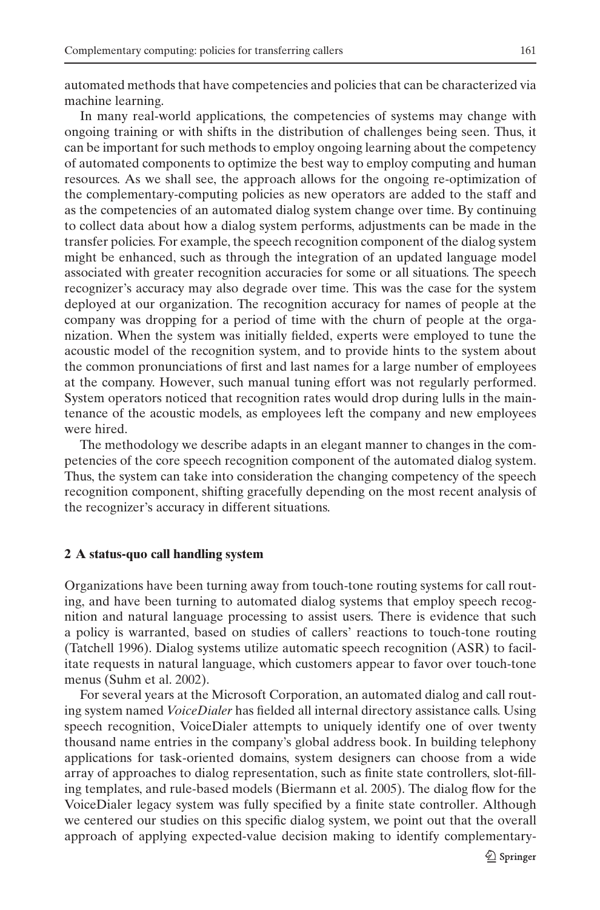automated methods that have competencies and policies that can be characterized via machine learning.

In many real-world applications, the competencies of systems may change with ongoing training or with shifts in the distribution of challenges being seen. Thus, it can be important for such methods to employ ongoing learning about the competency of automated components to optimize the best way to employ computing and human resources. As we shall see, the approach allows for the ongoing re-optimization of the complementary-computing policies as new operators are added to the staff and as the competencies of an automated dialog system change over time. By continuing to collect data about how a dialog system performs, adjustments can be made in the transfer policies. For example, the speech recognition component of the dialog system might be enhanced, such as through the integration of an updated language model associated with greater recognition accuracies for some or all situations. The speech recognizer's accuracy may also degrade over time. This was the case for the system deployed at our organization. The recognition accuracy for names of people at the company was dropping for a period of time with the churn of people at the organization. When the system was initially fielded, experts were employed to tune the acoustic model of the recognition system, and to provide hints to the system about the common pronunciations of first and last names for a large number of employees at the company. However, such manual tuning effort was not regularly performed. System operators noticed that recognition rates would drop during lulls in the maintenance of the acoustic models, as employees left the company and new employees were hired.

The methodology we describe adapts in an elegant manner to changes in the competencies of the core speech recognition component of the automated dialog system. Thus, the system can take into consideration the changing competency of the speech recognition component, shifting gracefully depending on the most recent analysis of the recognizer's accuracy in different situations.

## 2 A status-quo call handling system

Organizations have been turning away from touch-tone routing systems for call routing, and have been turning to automated dialog systems that employ speech recognition and natural language processing to assist users. There is evidence that such a policy is warranted, based on studies of callers' reactions to touch-tone routing (Tatchell 1996). Dialog systems utilize automatic speech recognition (ASR) to facilitate requests in natural language, which customers appear to favor over touch-tone menus (Suhm et al. 2002).

For several years at the Microsoft Corporation, an automated dialog and call routing system named *VoiceDialer* has fielded all internal directory assistance calls. Using speech recognition, VoiceDialer attempts to uniquely identify one of over twenty thousand name entries in the company's global address book. In building telephony applications for task-oriented domains, system designers can choose from a wide array of approaches to dialog representation, such as finite state controllers, slot-filling templates, and rule-based models (Biermann et al. 2005). The dialog flow for the VoiceDialer legacy system was fully specified by a finite state controller. Although we centered our studies on this specific dialog system, we point out that the overall approach of applying expected-value decision making to identify complementary-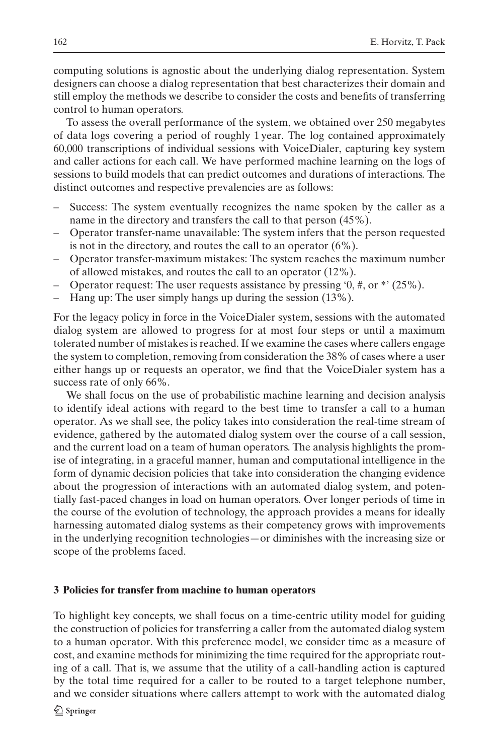computing solutions is agnostic about the underlying dialog representation. System designers can choose a dialog representation that best characterizes their domain and still employ the methods we describe to consider the costs and benefits of transferring control to human operators.

To assess the overall performance of the system, we obtained over 250 megabytes of data logs covering a period of roughly 1 year. The log contained approximately 60,000 transcriptions of individual sessions with VoiceDialer, capturing key system and caller actions for each call. We have performed machine learning on the logs of sessions to build models that can predict outcomes and durations of interactions. The distinct outcomes and respective prevalencies are as follows:

- Success: The system eventually recognizes the name spoken by the caller as a name in the directory and transfers the call to that person (45%).
- Operator transfer-name unavailable: The system infers that the person requested is not in the directory, and routes the call to an operator (6%).
- Operator transfer-maximum mistakes: The system reaches the maximum number of allowed mistakes, and routes the call to an operator (12%).
- Operator request: The user requests assistance by pressing '0, #, or *' (25%).
- Hang up: The user simply hangs up during the session (13%).

For the legacy policy in force in the VoiceDialer system, sessions with the automated dialog system are allowed to progress for at most four steps or until a maximum tolerated number of mistakes is reached. If we examine the cases where callers engage the system to completion, removing from consideration the 38% of cases where a user either hangs up or requests an operator, we find that the VoiceDialer system has a success rate of only 66%.

We shall focus on the use of probabilistic machine learning and decision analysis to identify ideal actions with regard to the best time to transfer a call to a human operator. As we shall see, the policy takes into consideration the real-time stream of evidence, gathered by the automated dialog system over the course of a call session, and the current load on a team of human operators. The analysis highlights the promise of integrating, in a graceful manner, human and computational intelligence in the form of dynamic decision policies that take into consideration the changing evidence about the progression of interactions with an automated dialog system, and potentially fast-paced changes in load on human operators. Over longer periods of time in the course of the evolution of technology, the approach provides a means for ideally harnessing automated dialog systems as their competency grows with improvements in the underlying recognition technologies—or diminishes with the increasing size or scope of the problems faced.

## 3 Policies for transfer from machine to human operators

To highlight key concepts, we shall focus on a time-centric utility model for guiding the construction of policies for transferring a caller from the automated dialog system to a human operator. With this preference model, we consider time as a measure of cost, and examine methods for minimizing the time required for the appropriate routing of a call. That is, we assume that the utility of a call-handling action is captured by the total time required for a caller to be routed to a target telephone number, and we consider situations where callers attempt to work with the automated dialog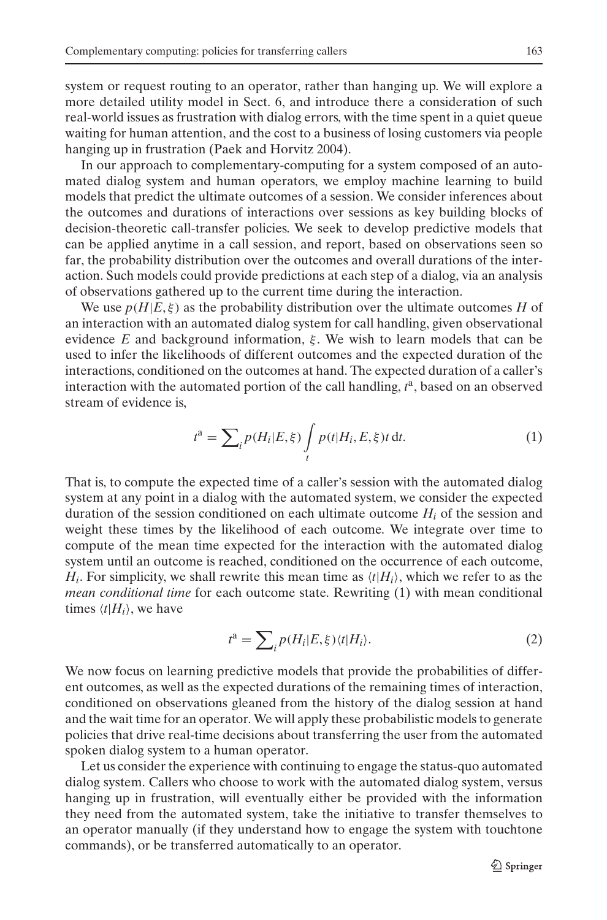system or request routing to an operator, rather than hanging up. We will explore a more detailed utility model in Sect. 6, and introduce there a consideration of such real-world issues as frustration with dialog errors, with the time spent in a quiet queue waiting for human attention, and the cost to a business of losing customers via people hanging up in frustration (Paek and Horvitz 2004).

In our approach to complementary-computing for a system composed of an automated dialog system and human operators, we employ machine learning to build models that predict the ultimate outcomes of a session. We consider inferences about the outcomes and durations of interactions over sessions as key building blocks of decision-theoretic call-transfer policies. We seek to develop predictive models that can be applied anytime in a call session, and report, based on observations seen so far, the probability distribution over the outcomes and overall durations of the interaction. Such models could provide predictions at each step of a dialog, via an analysis of observations gathered up to the current time during the interaction.

We use $p(H|E, \xi)$ as the probability distribution over the ultimate outcomes $H$ of an interaction with an automated dialog system for call handling, given observational evidence $E$ and background information, $\xi$. We wish to learn models that can be used to infer the likelihoods of different outcomes and the expected duration of the interactions, conditioned on the outcomes at hand. The expected duration of a caller's interaction with the automated portion of the call handling, $t^{\mathrm{a}}$, based on an observed stream of evidence is,

$$t^{\mathrm{a}} = \sum_i p(H_i|E, \xi) \int_t p(t|H_i, E, \xi) t \, \mathrm{d}t. \tag{1}$$

That is, to compute the expected time of a caller's session with the automated dialog system at any point in a dialog with the automated system, we consider the expected duration of the session conditioned on each ultimate outcome $H_i$ of the session and weight these times by the likelihood of each outcome. We integrate over time to compute of the mean time expected for the interaction with the automated dialog system until an outcome is reached, conditioned on the occurrence of each outcome, $H_i$. For simplicity, we shall rewrite this mean time as $\langle t|H_i \rangle$, which we refer to as the *mean conditional time* for each outcome state. Rewriting (1) with mean conditional times $\langle t|H_i \rangle$, we have

$$t^{\mathrm{a}} = \sum_i p(H_i|E, \xi) \langle t|H_i \rangle. \tag{2}$$

We now focus on learning predictive models that provide the probabilities of different outcomes, as well as the expected durations of the remaining times of interaction, conditioned on observations gleaned from the history of the dialog session at hand and the wait time for an operator. We will apply these probabilistic models to generate policies that drive real-time decisions about transferring the user from the automated spoken dialog system to a human operator.

Let us consider the experience with continuing to engage the status-quo automated dialog system. Callers who choose to work with the automated dialog system, versus hanging up in frustration, will eventually either be provided with the information they need from the automated system, take the initiative to transfer themselves to an operator manually (if they understand how to engage the system with touchtone commands), or be transferred automatically to an operator.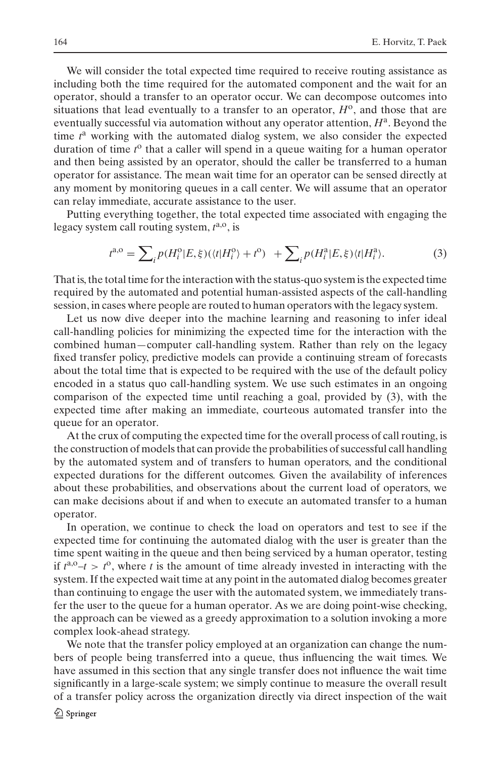We will consider the total expected time required to receive routing assistance as including both the time required for the automated component and the wait for an operator, should a transfer to an operator occur. We can decompose outcomes into situations that lead eventually to a transfer to an operator, $H^{\mathrm{o}}$, and those that are eventually successful via automation without any operator attention, $H^{\mathrm{a}}$. Beyond the time $t^{\mathrm{a}}$ working with the automated dialog system, we also consider the expected duration of time $t^{\mathrm{o}}$ that a caller will spend in a queue waiting for a human operator and then being assisted by an operator, should the caller be transferred to a human operator for assistance. The mean wait time for an operator can be sensed directly at any moment by monitoring queues in a call center. We will assume that an operator can relay immediate, accurate assistance to the user.

Putting everything together, the total expected time associated with engaging the legacy system call routing system, $t^{\mathrm{a,o}}$, is

$$t^{\mathrm{a,o}} = \sum_i p(H_i^{\mathrm{o}}|E,\xi)(\langle t|H_i^{\mathrm{o}}\rangle + t^{\mathrm{o}}) \quad + \sum_i p(H_i^{\mathrm{a}}|E,\xi)\langle t|H_i^{\mathrm{a}}\rangle. \tag{3}$$

That is, the total time for the interaction with the status-quo system is the expected time required by the automated and potential human-assisted aspects of the call-handling session, in cases where people are routed to human operators with the legacy system.

Let us now dive deeper into the machine learning and reasoning to infer ideal call-handling policies for minimizing the expected time for the interaction with the combined human—computer call-handling system. Rather than rely on the legacy fixed transfer policy, predictive models can provide a continuing stream of forecasts about the total time that is expected to be required with the use of the default policy encoded in a status quo call-handling system. We use such estimates in an ongoing comparison of the expected time until reaching a goal, provided by (3), with the expected time after making an immediate, courteous automated transfer into the queue for an operator.

At the crux of computing the expected time for the overall process of call routing, is the construction of models that can provide the probabilities of successful call handling by the automated system and of transfers to human operators, and the conditional expected durations for the different outcomes. Given the availability of inferences about these probabilities, and observations about the current load of operators, we can make decisions about if and when to execute an automated transfer to a human operator.

In operation, we continue to check the load on operators and test to see if the expected time for continuing the automated dialog with the user is greater than the time spent waiting in the queue and then being serviced by a human operator, testing if $t^{\mathrm{a,o}}–t > t^{\mathrm{o}}$, where $t$ is the amount of time already invested in interacting with the system. If the expected wait time at any point in the automated dialog becomes greater than continuing to engage the user with the automated system, we immediately transfer the user to the queue for a human operator. As we are doing point-wise checking, the approach can be viewed as a greedy approximation to a solution invoking a more complex look-ahead strategy.

We note that the transfer policy employed at an organization can change the numbers of people being transferred into a queue, thus influencing the wait times. We have assumed in this section that any single transfer does not influence the wait time significantly in a large-scale system; we simply continue to measure the overall result of a transfer policy across the organization directly via direct inspection of the wait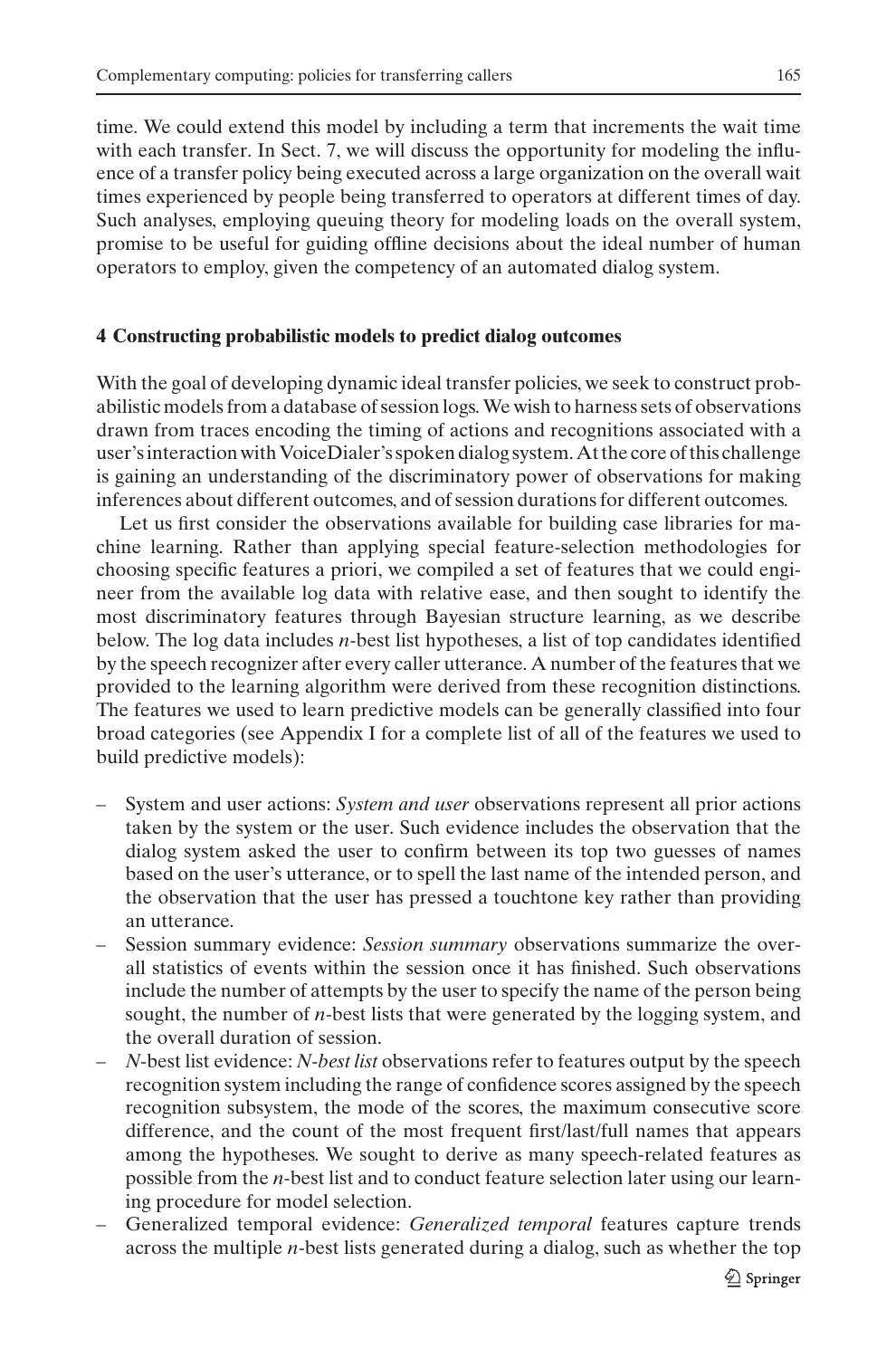time. We could extend this model by including a term that increments the wait time with each transfer. In Sect. 7, we will discuss the opportunity for modeling the influence of a transfer policy being executed across a large organization on the overall wait times experienced by people being transferred to operators at different times of day. Such analyses, employing queuing theory for modeling loads on the overall system, promise to be useful for guiding offline decisions about the ideal number of human operators to employ, given the competency of an automated dialog system.

## 4 Constructing probabilistic models to predict dialog outcomes

With the goal of developing dynamic ideal transfer policies, we seek to construct probabilistic models from a database of session logs. We wish to harness sets of observations drawn from traces encoding the timing of actions and recognitions associated with a user's interaction with VoiceDialer's spoken dialog system. At the core of this challenge is gaining an understanding of the discriminatory power of observations for making inferences about different outcomes, and of session durations for different outcomes.

Let us first consider the observations available for building case libraries for machine learning. Rather than applying special feature-selection methodologies for choosing specific features a priori, we compiled a set of features that we could engineer from the available log data with relative ease, and then sought to identify the most discriminatory features through Bayesian structure learning, as we describe below. The log data includes *n*-best list hypotheses, a list of top candidates identified by the speech recognizer after every caller utterance. A number of the features that we provided to the learning algorithm were derived from these recognition distinctions. The features we used to learn predictive models can be generally classified into four broad categories (see Appendix I for a complete list of all of the features we used to build predictive models):

- System and user actions: *System and user* observations represent all prior actions taken by the system or the user. Such evidence includes the observation that the dialog system asked the user to confirm between its top two guesses of names based on the user's utterance, or to spell the last name of the intended person, and the observation that the user has pressed a touchtone key rather than providing an utterance.
- Session summary evidence: *Session summary* observations summarize the overall statistics of events within the session once it has finished. Such observations include the number of attempts by the user to specify the name of the person being sought, the number of *n*-best lists that were generated by the logging system, and the overall duration of session.
- *N*-best list evidence: *N-best list* observations refer to features output by the speech recognition system including the range of confidence scores assigned by the speech recognition subsystem, the mode of the scores, the maximum consecutive score difference, and the count of the most frequent first/last/full names that appears among the hypotheses. We sought to derive as many speech-related features as possible from the *n*-best list and to conduct feature selection later using our learning procedure for model selection.
- Generalized temporal evidence: *Generalized temporal* features capture trends across the multiple *n*-best lists generated during a dialog, such as whether the top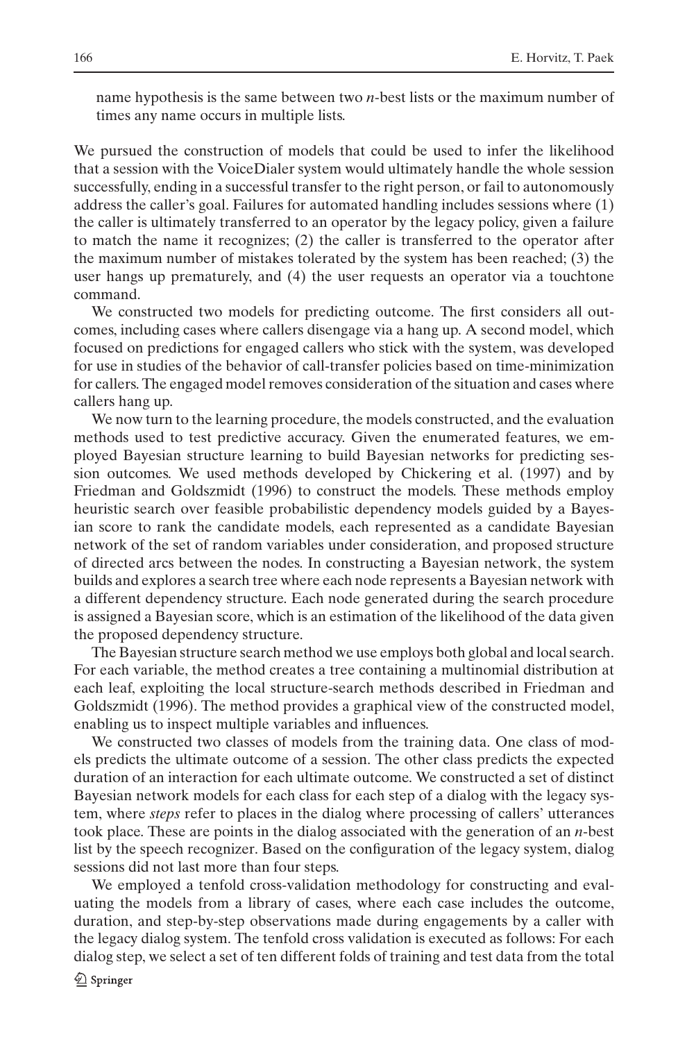name hypothesis is the same between two *n*-best lists or the maximum number of times any name occurs in multiple lists.

We pursued the construction of models that could be used to infer the likelihood that a session with the VoiceDialer system would ultimately handle the whole session successfully, ending in a successful transfer to the right person, or fail to autonomously address the caller's goal. Failures for automated handling includes sessions where (1) the caller is ultimately transferred to an operator by the legacy policy, given a failure to match the name it recognizes; (2) the caller is transferred to the operator after the maximum number of mistakes tolerated by the system has been reached; (3) the user hangs up prematurely, and (4) the user requests an operator via a touchtone command.

We constructed two models for predicting outcome. The first considers all outcomes, including cases where callers disengage via a hang up. A second model, which focused on predictions for engaged callers who stick with the system, was developed for use in studies of the behavior of call-transfer policies based on time-minimization for callers. The engaged model removes consideration of the situation and cases where callers hang up.

We now turn to the learning procedure, the models constructed, and the evaluation methods used to test predictive accuracy. Given the enumerated features, we employed Bayesian structure learning to build Bayesian networks for predicting session outcomes. We used methods developed by Chickering et al. (1997) and by Friedman and Goldszmidt (1996) to construct the models. These methods employ heuristic search over feasible probabilistic dependency models guided by a Bayesian score to rank the candidate models, each represented as a candidate Bayesian network of the set of random variables under consideration, and proposed structure of directed arcs between the nodes. In constructing a Bayesian network, the system builds and explores a search tree where each node represents a Bayesian network with a different dependency structure. Each node generated during the search procedure is assigned a Bayesian score, which is an estimation of the likelihood of the data given the proposed dependency structure.

The Bayesian structure search method we use employs both global and local search. For each variable, the method creates a tree containing a multinomial distribution at each leaf, exploiting the local structure-search methods described in Friedman and Goldszmidt (1996). The method provides a graphical view of the constructed model, enabling us to inspect multiple variables and influences.

We constructed two classes of models from the training data. One class of models predicts the ultimate outcome of a session. The other class predicts the expected duration of an interaction for each ultimate outcome. We constructed a set of distinct Bayesian network models for each class for each step of a dialog with the legacy system, where *steps* refer to places in the dialog where processing of callers' utterances took place. These are points in the dialog associated with the generation of an *n*-best list by the speech recognizer. Based on the configuration of the legacy system, dialog sessions did not last more than four steps.

We employed a tenfold cross-validation methodology for constructing and evaluating the models from a library of cases, where each case includes the outcome, duration, and step-by-step observations made during engagements by a caller with the legacy dialog system. The tenfold cross validation is executed as follows: For each dialog step, we select a set of ten different folds of training and test data from the total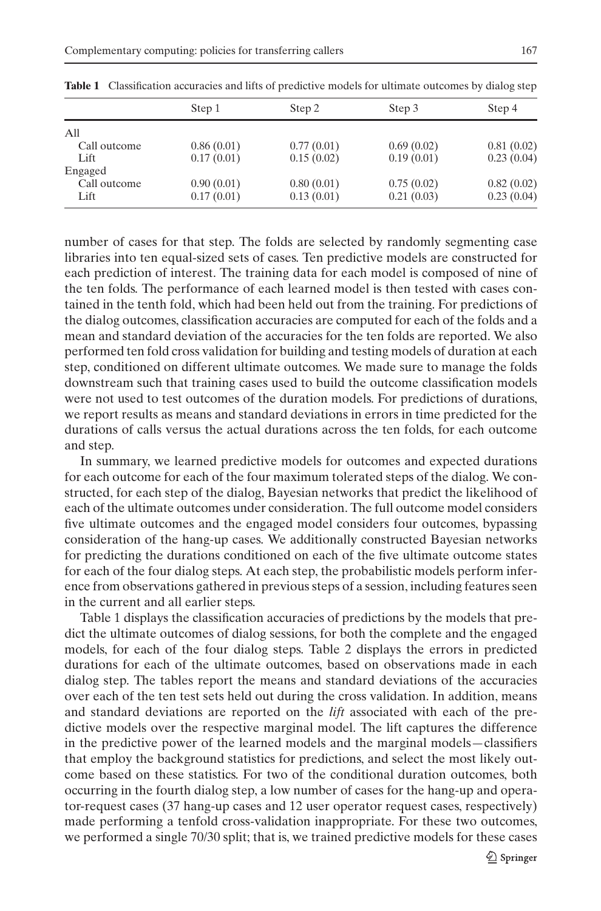**Table 1** Classification accuracies and lifts of predictive models for ultimate outcomes by dialog step

| | Step 1 | Step 2 | Step 3 | Step 4 |
|---|---|---|---|---|
| All | | | | |
| Call outcome | 0.86 (0.01) | 0.77 (0.01) | 0.69 (0.02) | 0.81 (0.02) |
| Lift | 0.17 (0.01) | 0.15 (0.02) | 0.19 (0.01) | 0.23 (0.04) |
| Engaged | | | | |
| Call outcome | 0.90 (0.01) | 0.80 (0.01) | 0.75 (0.02) | 0.82 (0.02) |
| Lift | 0.17 (0.01) | 0.13 (0.01) | 0.21 (0.03) | 0.23 (0.04) |

number of cases for that step. The folds are selected by randomly segmenting case libraries into ten equal-sized sets of cases. Ten predictive models are constructed for each prediction of interest. The training data for each model is composed of nine of the ten folds. The performance of each learned model is then tested with cases contained in the tenth fold, which had been held out from the training. For predictions of the dialog outcomes, classification accuracies are computed for each of the folds and a mean and standard deviation of the accuracies for the ten folds are reported. We also performed ten fold cross validation for building and testing models of duration at each step, conditioned on different ultimate outcomes. We made sure to manage the folds downstream such that training cases used to build the outcome classification models were not used to test outcomes of the duration models. For predictions of durations, we report results as means and standard deviations in errors in time predicted for the durations of calls versus the actual durations across the ten folds, for each outcome and step.

In summary, we learned predictive models for outcomes and expected durations for each outcome for each of the four maximum tolerated steps of the dialog. We constructed, for each step of the dialog, Bayesian networks that predict the likelihood of each of the ultimate outcomes under consideration. The full outcome model considers five ultimate outcomes and the engaged model considers four outcomes, bypassing consideration of the hang-up cases. We additionally constructed Bayesian networks for predicting the durations conditioned on each of the five ultimate outcome states for each of the four dialog steps. At each step, the probabilistic models perform inference from observations gathered in previous steps of a session, including features seen in the current and all earlier steps.

Table 1 displays the classification accuracies of predictions by the models that predict the ultimate outcomes of dialog sessions, for both the complete and the engaged models, for each of the four dialog steps. Table 2 displays the errors in predicted durations for each of the ultimate outcomes, based on observations made in each dialog step. The tables report the means and standard deviations of the accuracies over each of the ten test sets held out during the cross validation. In addition, means and standard deviations are reported on the *lift* associated with each of the predictive models over the respective marginal model. The lift captures the difference in the predictive power of the learned models and the marginal models—classifiers that employ the background statistics for predictions, and select the most likely outcome based on these statistics. For two of the conditional duration outcomes, both occurring in the fourth dialog step, a low number of cases for the hang-up and operator-request cases (37 hang-up cases and 12 user operator request cases, respectively) made performing a tenfold cross-validation inappropriate. For these two outcomes, we performed a single 70/30 split; that is, we trained predictive models for these cases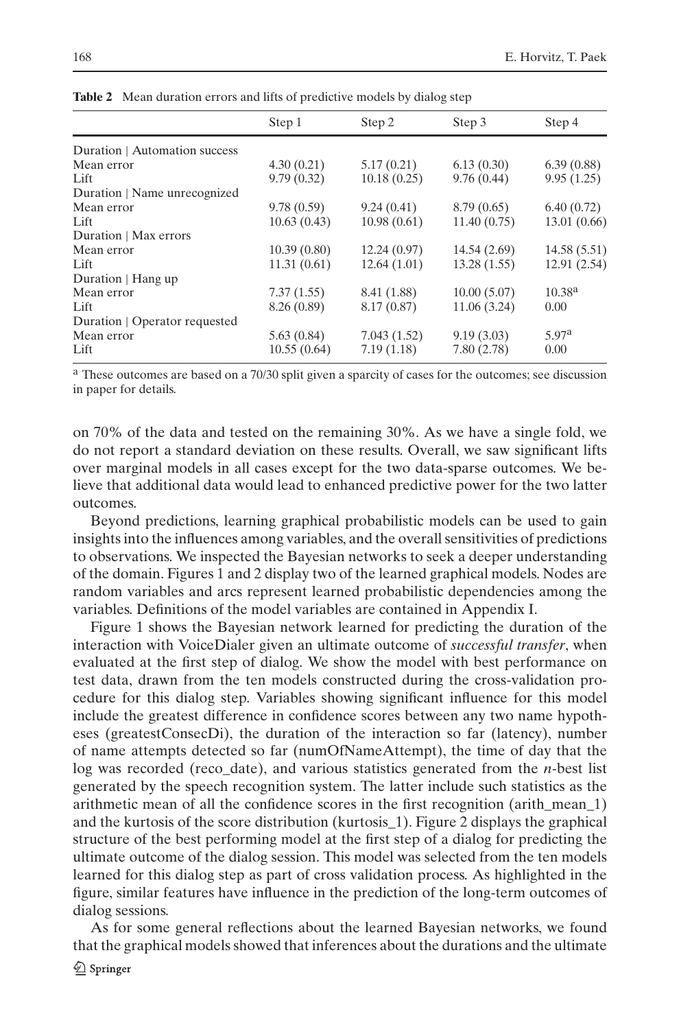**Table 2** Mean duration errors and lifts of predictive models by dialog step

| | Step 1 | Step 2 | Step 3 | Step 4 |
|---|---|---|---|---|
| Duration \| Automation success | | | | |
| Mean error | 4.30 (0.21) | 5.17 (0.21) | 6.13 (0.30) | 6.39 (0.88) |
| Lift | 9.79 (0.32) | 10.18 (0.25) | 9.76 (0.44) | 9.95 (1.25) |
| Duration \| Name unrecognized | | | | |
| Mean error | 9.78 (0.59) | 9.24 (0.41) | 8.79 (0.65) | 6.40 (0.72) |
| Lift | 10.63 (0.43) | 10.98 (0.61) | 11.40 (0.75) | 13.01 (0.66) |
| Duration \| Max errors | | | | |
| Mean error | 10.39 (0.80) | 12.24 (0.97) | 14.54 (2.69) | 14.58 (5.51) |
| Lift | 11.31 (0.61) | 12.64 (1.01) | 13.28 (1.55) | 12.91 (2.54) |
| Duration \| Hang up | | | | |
| Mean error | 7.37 (1.55) | 8.41 (1.88) | 10.00 (5.07) | 10.38[a] |
| Lift | 8.26 (0.89) | 8.17 (0.87) | 11.06 (3.24) | 0.00 |
| Duration \| Operator requested | | | | |
| Mean error | 5.63 (0.84) | 7.043 (1.52) | 9.19 (3.03) | 5.97[a] |
| Lift | 10.55 (0.64) | 7.19 (1.18) | 7.80 (2.78) | 0.00 |

[a] These outcomes are based on a 70/30 split given a sparcity of cases for the outcomes; see discussion in paper for details.

on 70% of the data and tested on the remaining 30%. As we have a single fold, we do not report a standard deviation on these results. Overall, we saw significant lifts over marginal models in all cases except for the two data-sparse outcomes. We believe that additional data would lead to enhanced predictive power for the two latter outcomes.

Beyond predictions, learning graphical probabilistic models can be used to gain insights into the influences among variables, and the overall sensitivities of predictions to observations. We inspected the Bayesian networks to seek a deeper understanding of the domain. Figures 1 and 2 display two of the learned graphical models. Nodes are random variables and arcs represent learned probabilistic dependencies among the variables. Definitions of the model variables are contained in Appendix I.

Figure 1 shows the Bayesian network learned for predicting the duration of the interaction with VoiceDialer given an ultimate outcome of *successful transfer*, when evaluated at the first step of dialog. We show the model with best performance on test data, drawn from the ten models constructed during the cross-validation procedure for this dialog step. Variables showing significant influence for this model include the greatest difference in confidence scores between any two name hypotheses (greatestConsecDi), the duration of the interaction so far (latency), number of name attempts detected so far (numOfNameAttempt), the time of day that the log was recorded (reco_date), and various statistics generated from the *n*-best list generated by the speech recognition system. The latter include such statistics as the arithmetic mean of all the confidence scores in the first recognition (arith_mean_1) and the kurtosis of the score distribution (kurtosis_1). Figure 2 displays the graphical structure of the best performing model at the first step of a dialog for predicting the ultimate outcome of the dialog session. This model was selected from the ten models learned for this dialog step as part of cross validation process. As highlighted in the figure, similar features have influence in the prediction of the long-term outcomes of dialog sessions.

As for some general reflections about the learned Bayesian networks, we found that the graphical models showed that inferences about the durations and the ultimate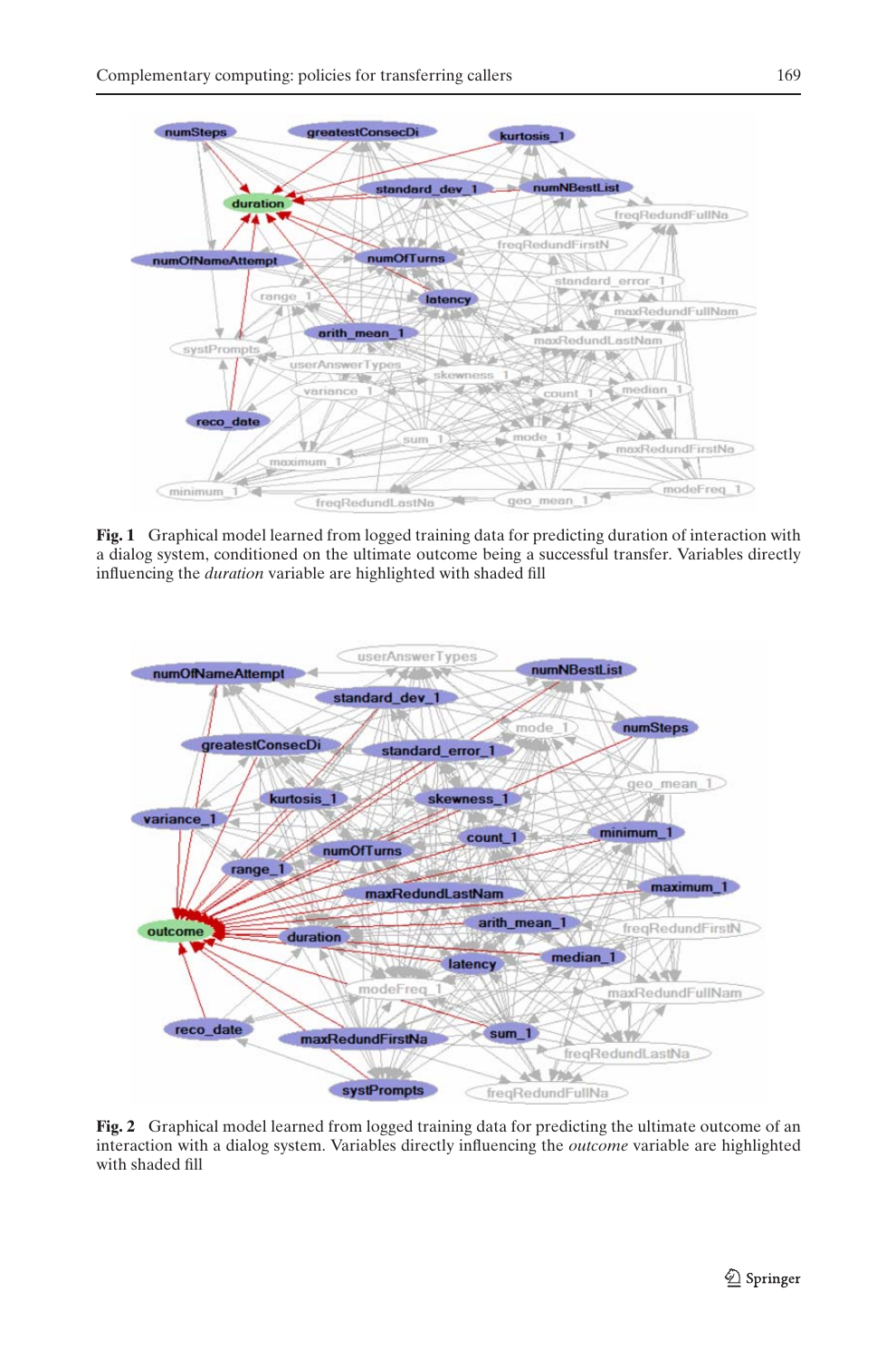**Fig. 1** Graphical model learned from logged training data for predicting duration of interaction with a dialog system, conditioned on the ultimate outcome being a successful transfer. Variables directly influencing the *duration* variable are highlighted with shaded fill

**Fig. 2** Graphical model learned from logged training data for predicting the ultimate outcome of an interaction with a dialog system. Variables directly influencing the *outcome* variable are highlighted with shaded fill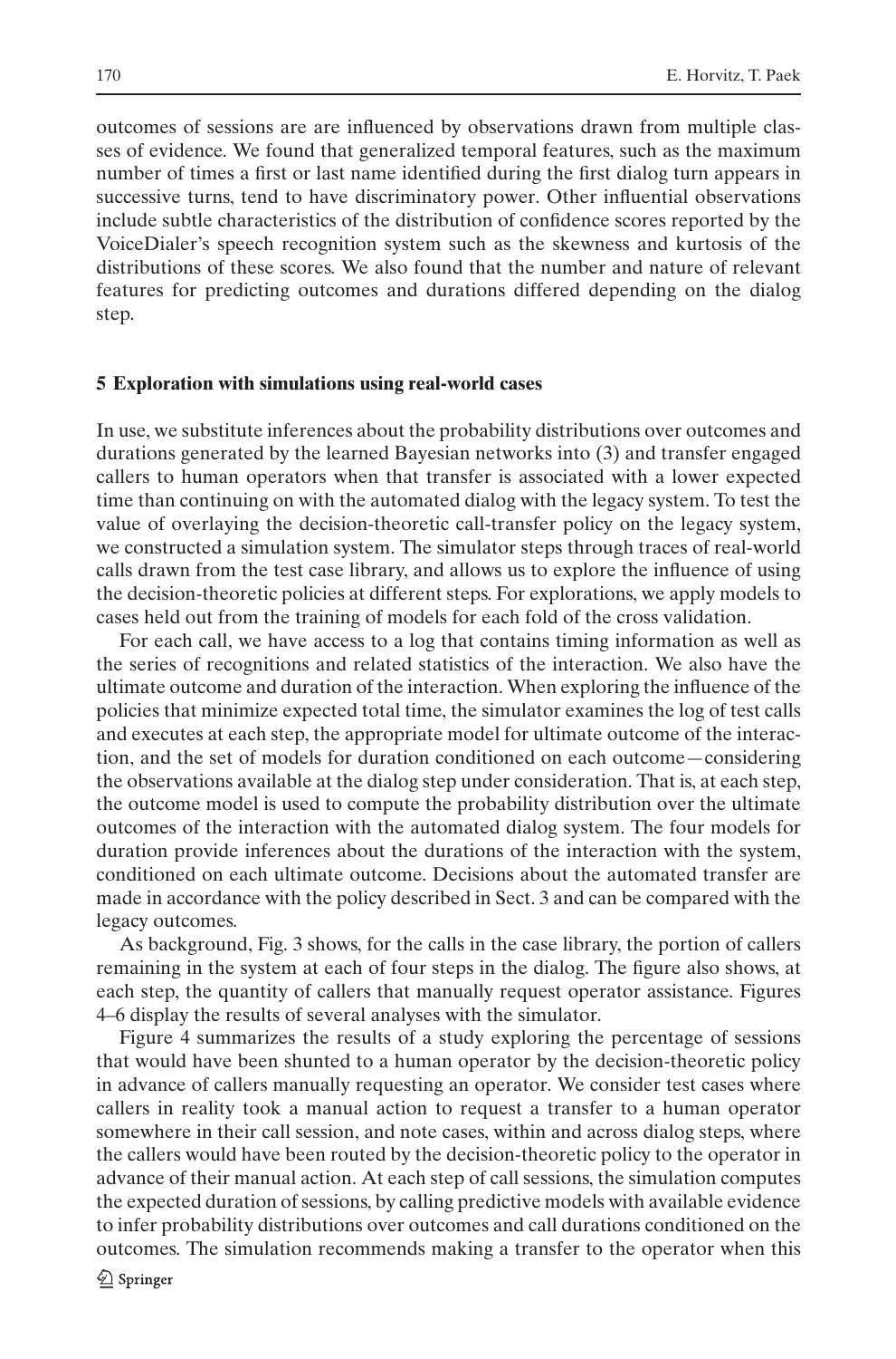outcomes of sessions are are influenced by observations drawn from multiple classes of evidence. We found that generalized temporal features, such as the maximum number of times a first or last name identified during the first dialog turn appears in successive turns, tend to have discriminatory power. Other influential observations include subtle characteristics of the distribution of confidence scores reported by the VoiceDialer's speech recognition system such as the skewness and kurtosis of the distributions of these scores. We also found that the number and nature of relevant features for predicting outcomes and durations differed depending on the dialog step.

## 5 Exploration with simulations using real-world cases

In use, we substitute inferences about the probability distributions over outcomes and durations generated by the learned Bayesian networks into (3) and transfer engaged callers to human operators when that transfer is associated with a lower expected time than continuing on with the automated dialog with the legacy system. To test the value of overlaying the decision-theoretic call-transfer policy on the legacy system, we constructed a simulation system. The simulator steps through traces of real-world calls drawn from the test case library, and allows us to explore the influence of using the decision-theoretic policies at different steps. For explorations, we apply models to cases held out from the training of models for each fold of the cross validation.

For each call, we have access to a log that contains timing information as well as the series of recognitions and related statistics of the interaction. We also have the ultimate outcome and duration of the interaction. When exploring the influence of the policies that minimize expected total time, the simulator examines the log of test calls and executes at each step, the appropriate model for ultimate outcome of the interaction, and the set of models for duration conditioned on each outcome—considering the observations available at the dialog step under consideration. That is, at each step, the outcome model is used to compute the probability distribution over the ultimate outcomes of the interaction with the automated dialog system. The four models for duration provide inferences about the durations of the interaction with the system, conditioned on each ultimate outcome. Decisions about the automated transfer are made in accordance with the policy described in Sect. 3 and can be compared with the legacy outcomes.

As background, Fig. 3 shows, for the calls in the case library, the portion of callers remaining in the system at each of four steps in the dialog. The figure also shows, at each step, the quantity of callers that manually request operator assistance. Figures 4–6 display the results of several analyses with the simulator.

Figure 4 summarizes the results of a study exploring the percentage of sessions that would have been shunted to a human operator by the decision-theoretic policy in advance of callers manually requesting an operator. We consider test cases where callers in reality took a manual action to request a transfer to a human operator somewhere in their call session, and note cases, within and across dialog steps, where the callers would have been routed by the decision-theoretic policy to the operator in advance of their manual action. At each step of call sessions, the simulation computes the expected duration of sessions, by calling predictive models with available evidence to infer probability distributions over outcomes and call durations conditioned on the outcomes. The simulation recommends making a transfer to the operator when this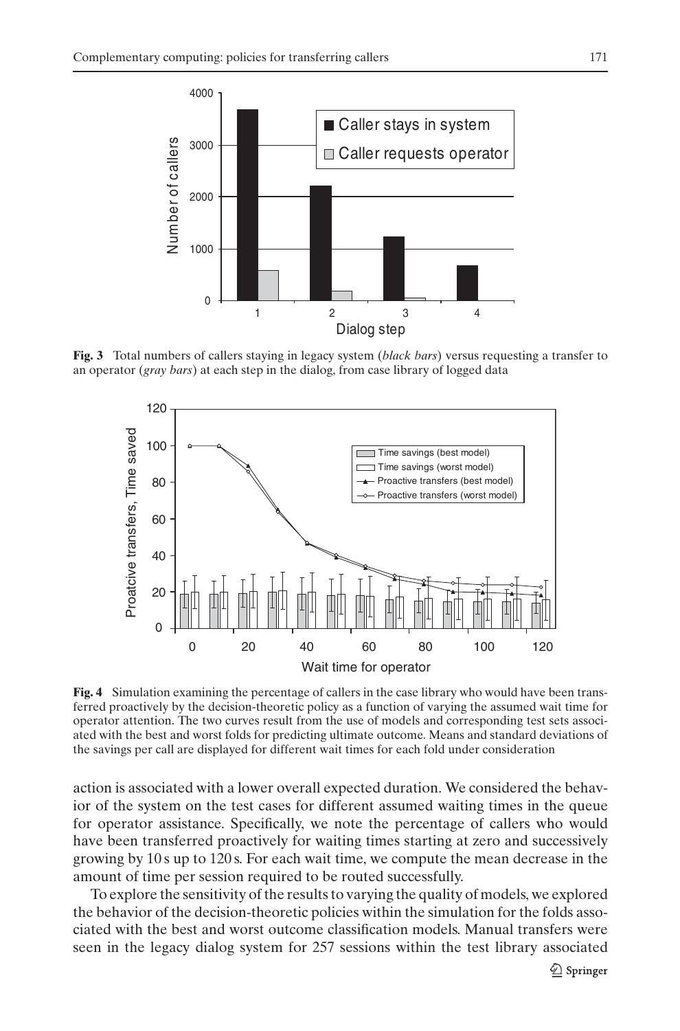**Fig. 3** Total numbers of callers staying in legacy system (*black bars*) versus requesting a transfer to an operator (*gray bars*) at each step in the dialog, from case library of logged data

**Fig. 4** Simulation examining the percentage of callers in the case library who would have been transferred proactively by the decision-theoretic policy as a function of varying the assumed wait time for operator attention. The two curves result from the use of models and corresponding test sets associated with the best and worst folds for predicting ultimate outcome. Means and standard deviations of the savings per call are displayed for different wait times for each fold under consideration

action is associated with a lower overall expected duration. We considered the behavior of the system on the test cases for different assumed waiting times in the queue for operator assistance. Specifically, we note the percentage of callers who would have been transferred proactively for waiting times starting at zero and successively growing by 10 s up to 120 s. For each wait time, we compute the mean decrease in the amount of time per session required to be routed successfully.

To explore the sensitivity of the results to varying the quality of models, we explored the behavior of the decision-theoretic policies within the simulation for the folds associated with the best and worst outcome classification models. Manual transfers were seen in the legacy dialog system for 257 sessions within the test library associated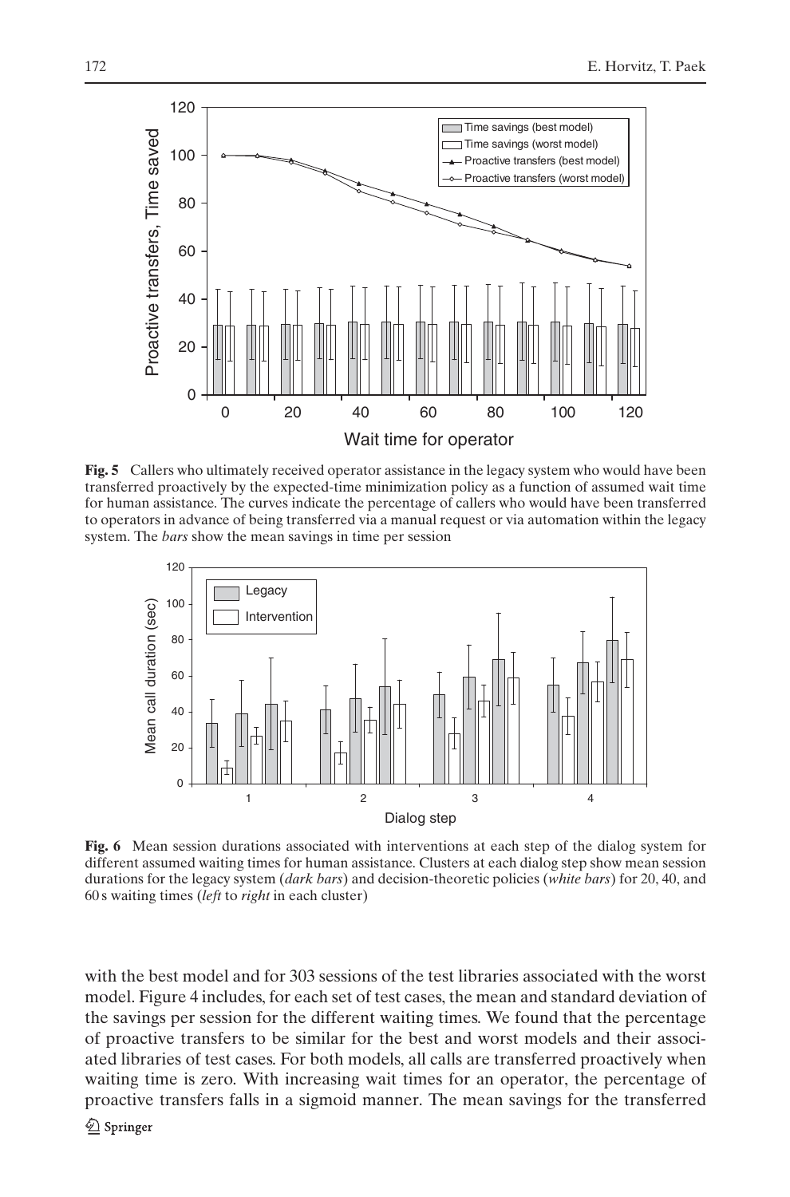**Fig. 5** Callers who ultimately received operator assistance in the legacy system who would have been transferred proactively by the expected-time minimization policy as a function of assumed wait time for human assistance. The curves indicate the percentage of callers who would have been transferred to operators in advance of being transferred via a manual request or via automation within the legacy system. The *bars* show the mean savings in time per session

**Fig. 6** Mean session durations associated with interventions at each step of the dialog system for different assumed waiting times for human assistance. Clusters at each dialog step show mean session durations for the legacy system (*dark bars*) and decision-theoretic policies (*white bars*) for 20, 40, and 60 s waiting times (*left* to *right* in each cluster)

with the best model and for 303 sessions of the test libraries associated with the worst model. Figure 4 includes, for each set of test cases, the mean and standard deviation of the savings per session for the different waiting times. We found that the percentage of proactive transfers to be similar for the best and worst models and their associated libraries of test cases. For both models, all calls are transferred proactively when waiting time is zero. With increasing wait times for an operator, the percentage of proactive transfers falls in a sigmoid manner. The mean savings for the transferred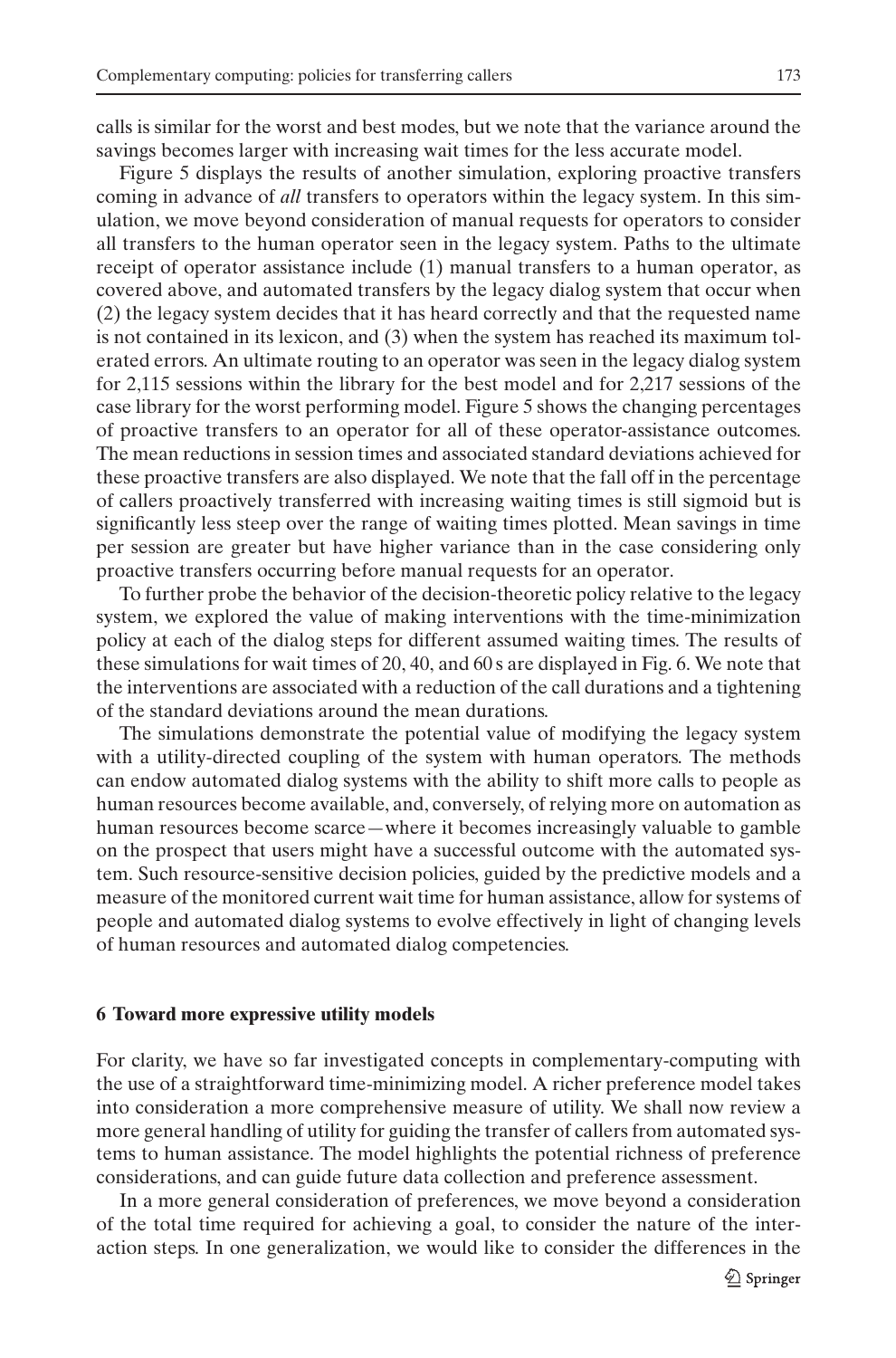calls is similar for the worst and best modes, but we note that the variance around the savings becomes larger with increasing wait times for the less accurate model.

Figure 5 displays the results of another simulation, exploring proactive transfers coming in advance of *all* transfers to operators within the legacy system. In this simulation, we move beyond consideration of manual requests for operators to consider all transfers to the human operator seen in the legacy system. Paths to the ultimate receipt of operator assistance include (1) manual transfers to a human operator, as covered above, and automated transfers by the legacy dialog system that occur when (2) the legacy system decides that it has heard correctly and that the requested name is not contained in its lexicon, and (3) when the system has reached its maximum tolerated errors. An ultimate routing to an operator was seen in the legacy dialog system for 2,115 sessions within the library for the best model and for 2,217 sessions of the case library for the worst performing model. Figure 5 shows the changing percentages of proactive transfers to an operator for all of these operator-assistance outcomes. The mean reductions in session times and associated standard deviations achieved for these proactive transfers are also displayed. We note that the fall off in the percentage of callers proactively transferred with increasing waiting times is still sigmoid but is significantly less steep over the range of waiting times plotted. Mean savings in time per session are greater but have higher variance than in the case considering only proactive transfers occurring before manual requests for an operator.

To further probe the behavior of the decision-theoretic policy relative to the legacy system, we explored the value of making interventions with the time-minimization policy at each of the dialog steps for different assumed waiting times. The results of these simulations for wait times of 20, 40, and 60 s are displayed in Fig. 6. We note that the interventions are associated with a reduction of the call durations and a tightening of the standard deviations around the mean durations.

The simulations demonstrate the potential value of modifying the legacy system with a utility-directed coupling of the system with human operators. The methods can endow automated dialog systems with the ability to shift more calls to people as human resources become available, and, conversely, of relying more on automation as human resources become scarce—where it becomes increasingly valuable to gamble on the prospect that users might have a successful outcome with the automated system. Such resource-sensitive decision policies, guided by the predictive models and a measure of the monitored current wait time for human assistance, allow for systems of people and automated dialog systems to evolve effectively in light of changing levels of human resources and automated dialog competencies.

## 6 Toward more expressive utility models

For clarity, we have so far investigated concepts in complementary-computing with the use of a straightforward time-minimizing model. A richer preference model takes into consideration a more comprehensive measure of utility. We shall now review a more general handling of utility for guiding the transfer of callers from automated systems to human assistance. The model highlights the potential richness of preference considerations, and can guide future data collection and preference assessment.

In a more general consideration of preferences, we move beyond a consideration of the total time required for achieving a goal, to consider the nature of the interaction steps. In one generalization, we would like to consider the differences in the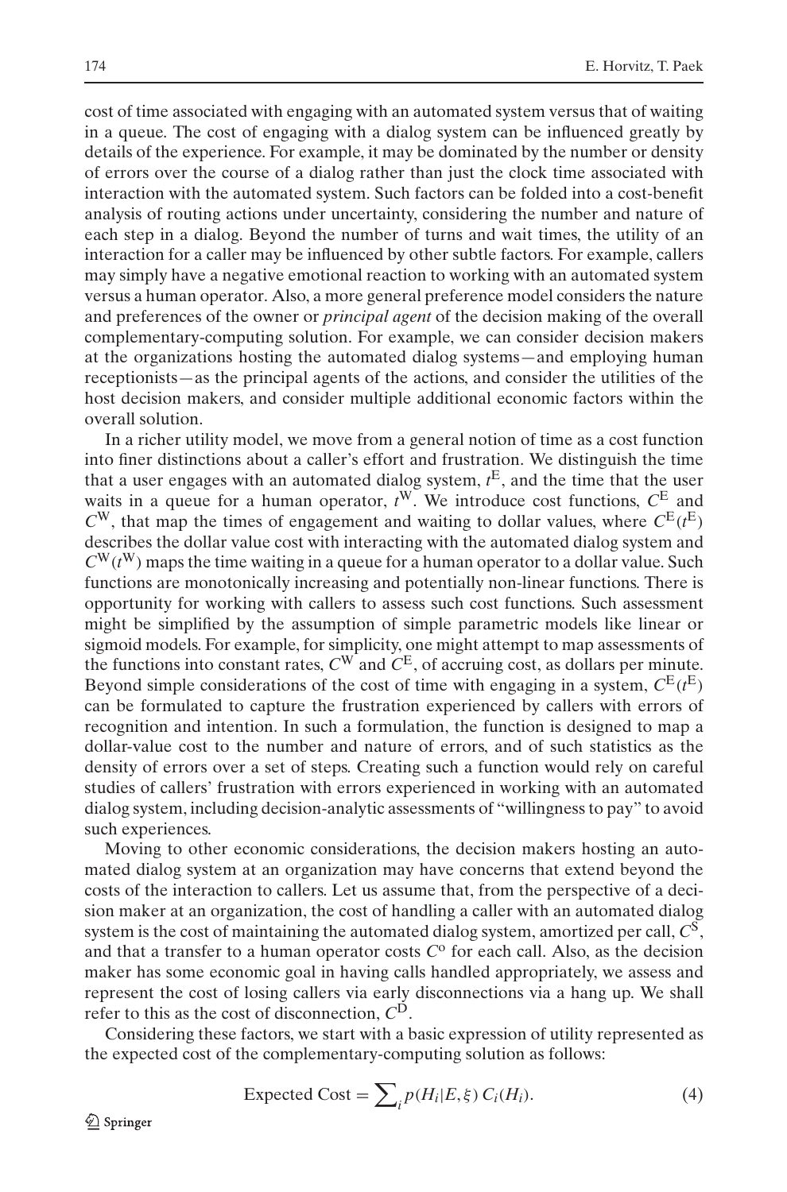cost of time associated with engaging with an automated system versus that of waiting in a queue. The cost of engaging with a dialog system can be influenced greatly by details of the experience. For example, it may be dominated by the number or density of errors over the course of a dialog rather than just the clock time associated with interaction with the automated system. Such factors can be folded into a cost-benefit analysis of routing actions under uncertainty, considering the number and nature of each step in a dialog. Beyond the number of turns and wait times, the utility of an interaction for a caller may be influenced by other subtle factors. For example, callers may simply have a negative emotional reaction to working with an automated system versus a human operator. Also, a more general preference model considers the nature and preferences of the owner or *principal agent* of the decision making of the overall complementary-computing solution. For example, we can consider decision makers at the organizations hosting the automated dialog systems—and employing human receptionists—as the principal agents of the actions, and consider the utilities of the host decision makers, and consider multiple additional economic factors within the overall solution.

In a richer utility model, we move from a general notion of time as a cost function into finer distinctions about a caller's effort and frustration. We distinguish the time that a user engages with an automated dialog system, $t^{\mathrm{E}}$, and the time that the user waits in a queue for a human operator, $t^{\mathrm{W}}$. We introduce cost functions, $C^{\mathrm{E}}$ and $C^{\mathrm{W}}$, that map the times of engagement and waiting to dollar values, where $C^{\mathrm{E}}(t^{\mathrm{E}})$ describes the dollar value cost with interacting with the automated dialog system and $C^{\mathrm{W}}(t^{\mathrm{W}})$ maps the time waiting in a queue for a human operator to a dollar value. Such functions are monotonically increasing and potentially non-linear functions. There is opportunity for working with callers to assess such cost functions. Such assessment might be simplified by the assumption of simple parametric models like linear or sigmoid models. For example, for simplicity, one might attempt to map assessments of the functions into constant rates, $C^{\mathrm{W}}$ and $C^{\mathrm{E}}$, of accruing cost, as dollars per minute. Beyond simple considerations of the cost of time with engaging in a system, $C^{\mathrm{E}}(t^{\mathrm{E}})$ can be formulated to capture the frustration experienced by callers with errors of recognition and intention. In such a formulation, the function is designed to map a dollar-value cost to the number and nature of errors, and of such statistics as the density of errors over a set of steps. Creating such a function would rely on careful studies of callers' frustration with errors experienced in working with an automated dialog system, including decision-analytic assessments of "willingness to pay" to avoid such experiences.

Moving to other economic considerations, the decision makers hosting an automated dialog system at an organization may have concerns that extend beyond the costs of the interaction to callers. Let us assume that, from the perspective of a decision maker at an organization, the cost of handling a caller with an automated dialog system is the cost of maintaining the automated dialog system, amortized per call, $C^{\mathrm{S}}$, and that a transfer to a human operator costs $C^{\mathrm{o}}$ for each call. Also, as the decision maker has some economic goal in having calls handled appropriately, we assess and represent the cost of losing callers via early disconnections via a hang up. We shall refer to this as the cost of disconnection, $C^{\mathrm{D}}$.

Considering these factors, we start with a basic expression of utility represented as the expected cost of the complementary-computing solution as follows:

$$\text{Expected Cost} = \sum_i p(H_i|E, \xi)\, C_i(H_i). \tag{4}$$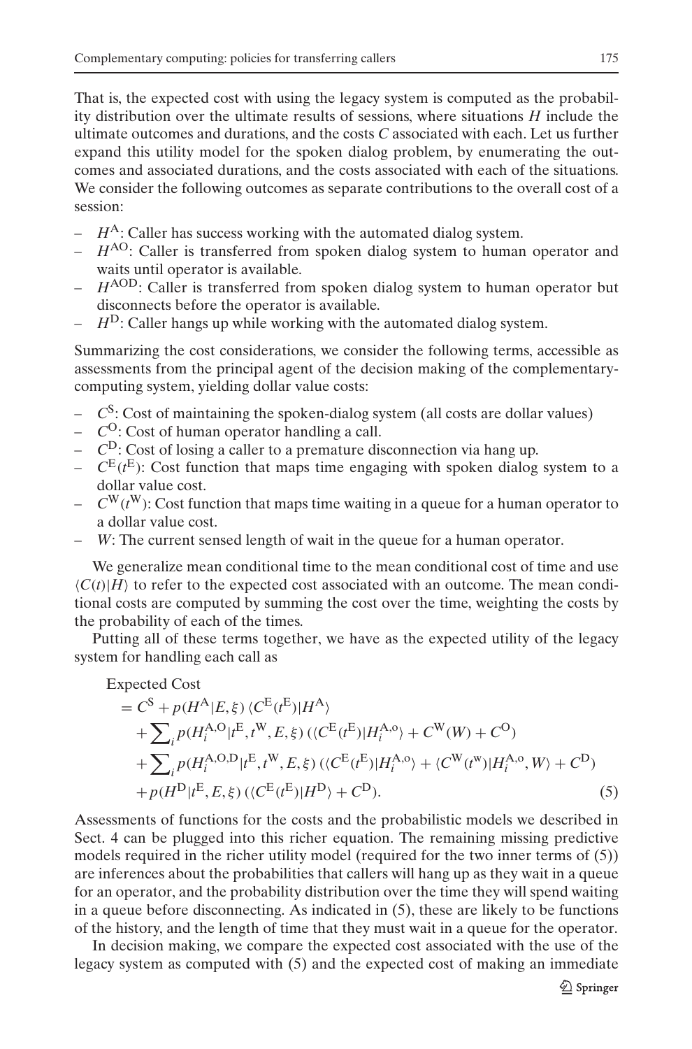That is, the expected cost with using the legacy system is computed as the probability distribution over the ultimate results of sessions, where situations $H$ include the ultimate outcomes and durations, and the costs $C$ associated with each. Let us further expand this utility model for the spoken dialog problem, by enumerating the outcomes and associated durations, and the costs associated with each of the situations. We consider the following outcomes as separate contributions to the overall cost of a session:

- $H^{\mathrm{A}}$: Caller has success working with the automated dialog system.
- $H^{\mathrm{AO}}$: Caller is transferred from spoken dialog system to human operator and waits until operator is available.
- $H^{\mathrm{AOD}}$: Caller is transferred from spoken dialog system to human operator but disconnects before the operator is available.
- $H^{\mathrm{D}}$: Caller hangs up while working with the automated dialog system.

Summarizing the cost considerations, we consider the following terms, accessible as assessments from the principal agent of the decision making of the complementary-computing system, yielding dollar value costs:

- $C^{\mathrm{S}}$: Cost of maintaining the spoken-dialog system (all costs are dollar values)
- $C^{\mathrm{O}}$: Cost of human operator handling a call.
- $C^{\mathrm{D}}$: Cost of losing a caller to a premature disconnection via hang up.
- $C^{\mathrm{E}}(t^{\mathrm{E}})$: Cost function that maps time engaging with spoken dialog system to a dollar value cost.
- $C^{\mathrm{W}}(t^{\mathrm{W}})$: Cost function that maps time waiting in a queue for a human operator to a dollar value cost.
- $W$: The current sensed length of wait in the queue for a human operator.

We generalize mean conditional time to the mean conditional cost of time and use $\langle C(t)|H\rangle$ to refer to the expected cost associated with an outcome. The mean conditional costs are computed by summing the cost over the time, weighting the costs by the probability of each of the times.

Putting all of these terms together, we have as the expected utility of the legacy system for handling each call as

$$
\begin{aligned}
&\text{Expected Cost} \\
&\quad = C^{\mathrm{S}} + p(H^{\mathrm{A}}|E,\xi)\,\langle C^{\mathrm{E}}(t^{\mathrm{E}})|H^{\mathrm{A}}\rangle \\
&\qquad + \textstyle\sum_i p(H_i^{\mathrm{A,O}}|t^{\mathrm{E}},t^{\mathrm{W}},E,\xi)\,(\langle C^{\mathrm{E}}(t^{\mathrm{E}})|H_i^{\mathrm{A,o}}\rangle + C^{\mathrm{W}}(W) + C^{\mathrm{O}}) \\
&\qquad + \textstyle\sum_i p(H_i^{\mathrm{A,O,D}}|t^{\mathrm{E}},t^{\mathrm{W}},E,\xi)\,(\langle C^{\mathrm{E}}(t^{\mathrm{E}})|H_i^{\mathrm{A,o}}\rangle + \langle C^{\mathrm{W}}(t^{\mathrm{w}})|H_i^{\mathrm{A,o}},W\rangle + C^{\mathrm{D}}) \\
&\qquad + p(H^{\mathrm{D}}|t^{\mathrm{E}},E,\xi)\,(\langle C^{\mathrm{E}}(t^{\mathrm{E}})|H^{\mathrm{D}}\rangle + C^{\mathrm{D}}).
\end{aligned}
\tag{5}
$$

Assessments of functions for the costs and the probabilistic models we described in Sect. 4 can be plugged into this richer equation. The remaining missing predictive models required in the richer utility model (required for the two inner terms of (5)) are inferences about the probabilities that callers will hang up as they wait in a queue for an operator, and the probability distribution over the time they will spend waiting in a queue before disconnecting. As indicated in (5), these are likely to be functions of the history, and the length of time that they must wait in a queue for the operator.

In decision making, we compare the expected cost associated with the use of the legacy system as computed with (5) and the expected cost of making an immediate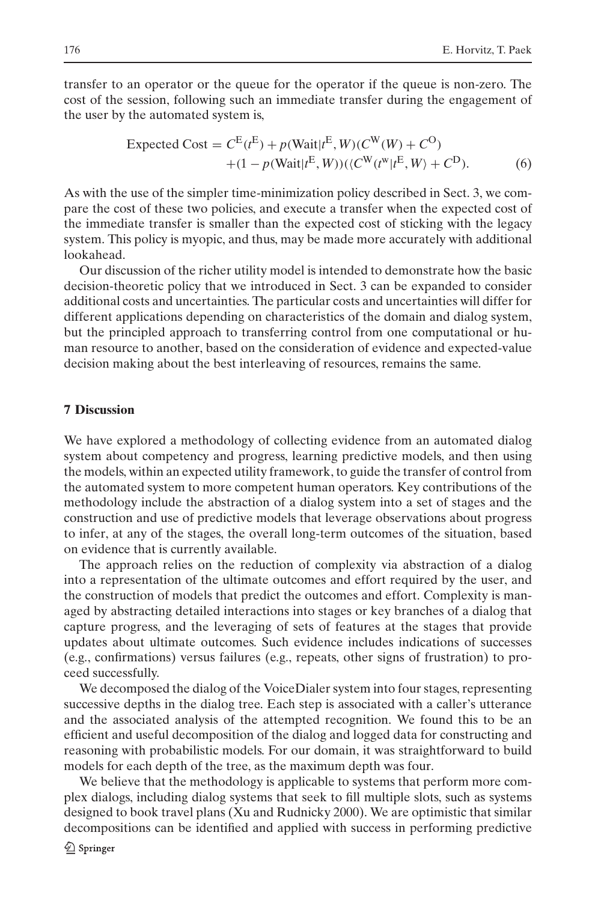transfer to an operator or the queue for the operator if the queue is non-zero. The cost of the session, following such an immediate transfer during the engagement of the user by the automated system is,

$$\begin{aligned}\text{Expected Cost} = {} & C^{\mathrm{E}}(t^{\mathrm{E}}) + p(\mathrm{Wait}|t^{\mathrm{E}}, W)(C^{\mathrm{W}}(W) + C^{\mathrm{O}}) \\ & + (1 - p(\mathrm{Wait}|t^{\mathrm{E}}, W))(\langle C^{\mathrm{W}}(t^{\mathrm{w}}|t^{\mathrm{E}}, W\rangle + C^{\mathrm{D}}). \end{aligned} \tag{6}$$

As with the use of the simpler time-minimization policy described in Sect. 3, we compare the cost of these two policies, and execute a transfer when the expected cost of the immediate transfer is smaller than the expected cost of sticking with the legacy system. This policy is myopic, and thus, may be made more accurately with additional lookahead.

Our discussion of the richer utility model is intended to demonstrate how the basic decision-theoretic policy that we introduced in Sect. 3 can be expanded to consider additional costs and uncertainties. The particular costs and uncertainties will differ for different applications depending on characteristics of the domain and dialog system, but the principled approach to transferring control from one computational or human resource to another, based on the consideration of evidence and expected-value decision making about the best interleaving of resources, remains the same.

## 7 Discussion

We have explored a methodology of collecting evidence from an automated dialog system about competency and progress, learning predictive models, and then using the models, within an expected utility framework, to guide the transfer of control from the automated system to more competent human operators. Key contributions of the methodology include the abstraction of a dialog system into a set of stages and the construction and use of predictive models that leverage observations about progress to infer, at any of the stages, the overall long-term outcomes of the situation, based on evidence that is currently available.

The approach relies on the reduction of complexity via abstraction of a dialog into a representation of the ultimate outcomes and effort required by the user, and the construction of models that predict the outcomes and effort. Complexity is managed by abstracting detailed interactions into stages or key branches of a dialog that capture progress, and the leveraging of sets of features at the stages that provide updates about ultimate outcomes. Such evidence includes indications of successes (e.g., confirmations) versus failures (e.g., repeats, other signs of frustration) to proceed successfully.

We decomposed the dialog of the VoiceDialer system into four stages, representing successive depths in the dialog tree. Each step is associated with a caller's utterance and the associated analysis of the attempted recognition. We found this to be an efficient and useful decomposition of the dialog and logged data for constructing and reasoning with probabilistic models. For our domain, it was straightforward to build models for each depth of the tree, as the maximum depth was four.

We believe that the methodology is applicable to systems that perform more complex dialogs, including dialog systems that seek to fill multiple slots, such as systems designed to book travel plans (Xu and Rudnicky 2000). We are optimistic that similar decompositions can be identified and applied with success in performing predictive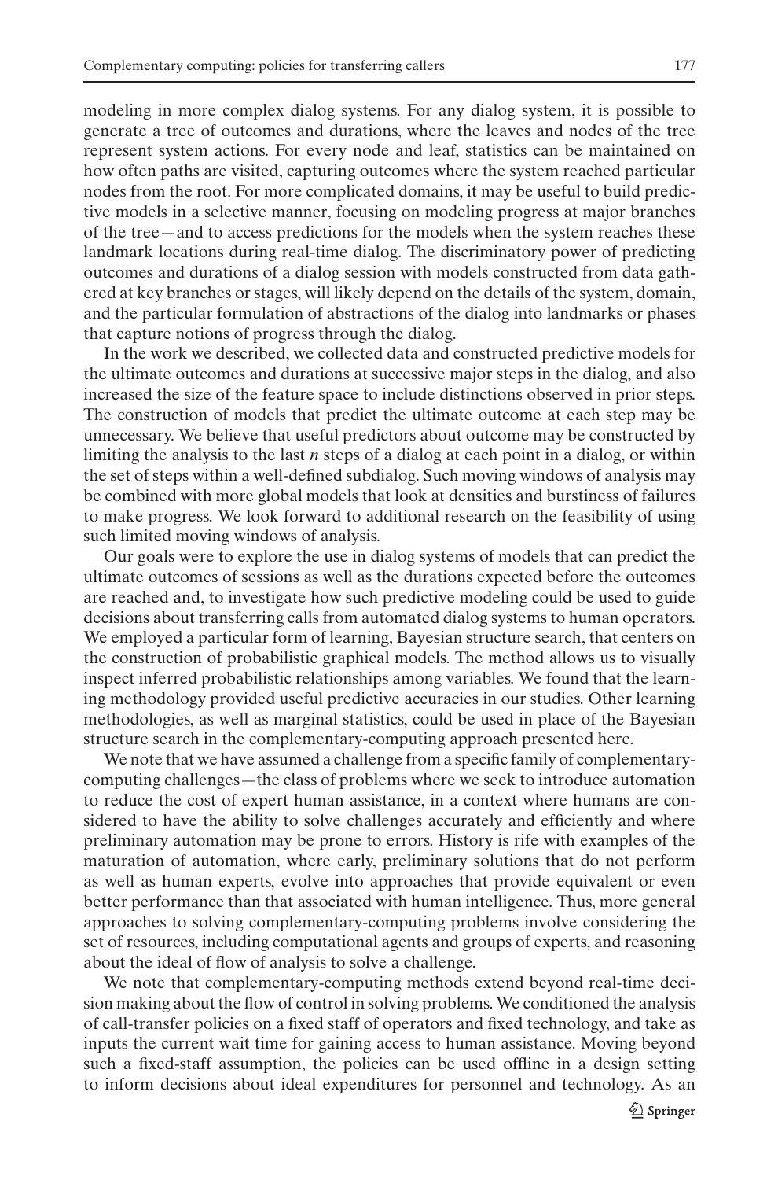modeling in more complex dialog systems. For any dialog system, it is possible to generate a tree of outcomes and durations, where the leaves and nodes of the tree represent system actions. For every node and leaf, statistics can be maintained on how often paths are visited, capturing outcomes where the system reached particular nodes from the root. For more complicated domains, it may be useful to build predictive models in a selective manner, focusing on modeling progress at major branches of the tree—and to access predictions for the models when the system reaches these landmark locations during real-time dialog. The discriminatory power of predicting outcomes and durations of a dialog session with models constructed from data gathered at key branches or stages, will likely depend on the details of the system, domain, and the particular formulation of abstractions of the dialog into landmarks or phases that capture notions of progress through the dialog.

In the work we described, we collected data and constructed predictive models for the ultimate outcomes and durations at successive major steps in the dialog, and also increased the size of the feature space to include distinctions observed in prior steps. The construction of models that predict the ultimate outcome at each step may be unnecessary. We believe that useful predictors about outcome may be constructed by limiting the analysis to the last $n$ steps of a dialog at each point in a dialog, or within the set of steps within a well-defined subdialog. Such moving windows of analysis may be combined with more global models that look at densities and burstiness of failures to make progress. We look forward to additional research on the feasibility of using such limited moving windows of analysis.

Our goals were to explore the use in dialog systems of models that can predict the ultimate outcomes of sessions as well as the durations expected before the outcomes are reached and, to investigate how such predictive modeling could be used to guide decisions about transferring calls from automated dialog systems to human operators. We employed a particular form of learning, Bayesian structure search, that centers on the construction of probabilistic graphical models. The method allows us to visually inspect inferred probabilistic relationships among variables. We found that the learning methodology provided useful predictive accuracies in our studies. Other learning methodologies, as well as marginal statistics, could be used in place of the Bayesian structure search in the complementary-computing approach presented here.

We note that we have assumed a challenge from a specific family of complementary-computing challenges—the class of problems where we seek to introduce automation to reduce the cost of expert human assistance, in a context where humans are considered to have the ability to solve challenges accurately and efficiently and where preliminary automation may be prone to errors. History is rife with examples of the maturation of automation, where early, preliminary solutions that do not perform as well as human experts, evolve into approaches that provide equivalent or even better performance than that associated with human intelligence. Thus, more general approaches to solving complementary-computing problems involve considering the set of resources, including computational agents and groups of experts, and reasoning about the ideal of flow of analysis to solve a challenge.

We note that complementary-computing methods extend beyond real-time decision making about the flow of control in solving problems. We conditioned the analysis of call-transfer policies on a fixed staff of operators and fixed technology, and take as inputs the current wait time for gaining access to human assistance. Moving beyond such a fixed-staff assumption, the policies can be used offline in a design setting to inform decisions about ideal expenditures for personnel and technology. As an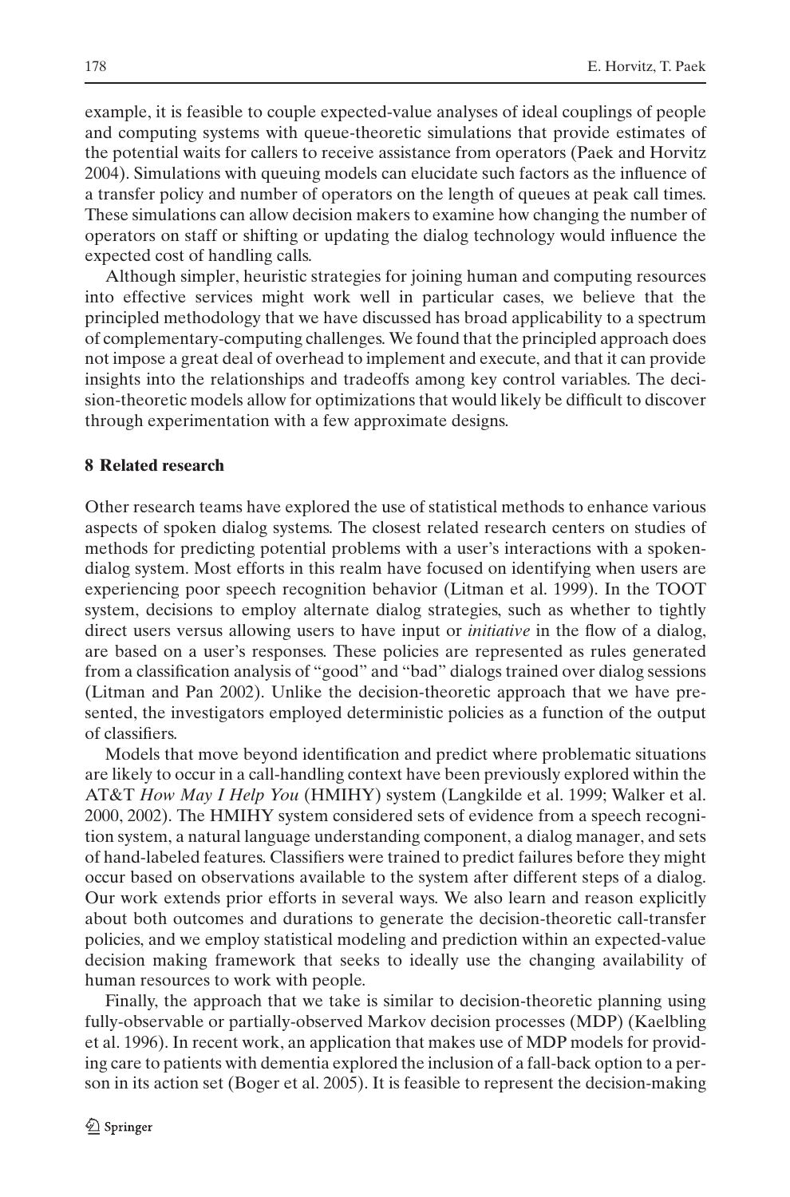example, it is feasible to couple expected-value analyses of ideal couplings of people and computing systems with queue-theoretic simulations that provide estimates of the potential waits for callers to receive assistance from operators (Paek and Horvitz 2004). Simulations with queuing models can elucidate such factors as the influence of a transfer policy and number of operators on the length of queues at peak call times. These simulations can allow decision makers to examine how changing the number of operators on staff or shifting or updating the dialog technology would influence the expected cost of handling calls.

Although simpler, heuristic strategies for joining human and computing resources into effective services might work well in particular cases, we believe that the principled methodology that we have discussed has broad applicability to a spectrum of complementary-computing challenges. We found that the principled approach does not impose a great deal of overhead to implement and execute, and that it can provide insights into the relationships and tradeoffs among key control variables. The decision-theoretic models allow for optimizations that would likely be difficult to discover through experimentation with a few approximate designs.

## 8 Related research

Other research teams have explored the use of statistical methods to enhance various aspects of spoken dialog systems. The closest related research centers on studies of methods for predicting potential problems with a user's interactions with a spoken-dialog system. Most efforts in this realm have focused on identifying when users are experiencing poor speech recognition behavior (Litman et al. 1999). In the TOOT system, decisions to employ alternate dialog strategies, such as whether to tightly direct users versus allowing users to have input or *initiative* in the flow of a dialog, are based on a user's responses. These policies are represented as rules generated from a classification analysis of "good" and "bad" dialogs trained over dialog sessions (Litman and Pan 2002). Unlike the decision-theoretic approach that we have presented, the investigators employed deterministic policies as a function of the output of classifiers.

Models that move beyond identification and predict where problematic situations are likely to occur in a call-handling context have been previously explored within the AT&T *How May I Help You* (HMIHY) system (Langkilde et al. 1999; Walker et al. 2000, 2002). The HMIHY system considered sets of evidence from a speech recognition system, a natural language understanding component, a dialog manager, and sets of hand-labeled features. Classifiers were trained to predict failures before they might occur based on observations available to the system after different steps of a dialog. Our work extends prior efforts in several ways. We also learn and reason explicitly about both outcomes and durations to generate the decision-theoretic call-transfer policies, and we employ statistical modeling and prediction within an expected-value decision making framework that seeks to ideally use the changing availability of human resources to work with people.

Finally, the approach that we take is similar to decision-theoretic planning using fully-observable or partially-observed Markov decision processes (MDP) (Kaelbling et al. 1996). In recent work, an application that makes use of MDP models for providing care to patients with dementia explored the inclusion of a fall-back option to a person in its action set (Boger et al. 2005). It is feasible to represent the decision-making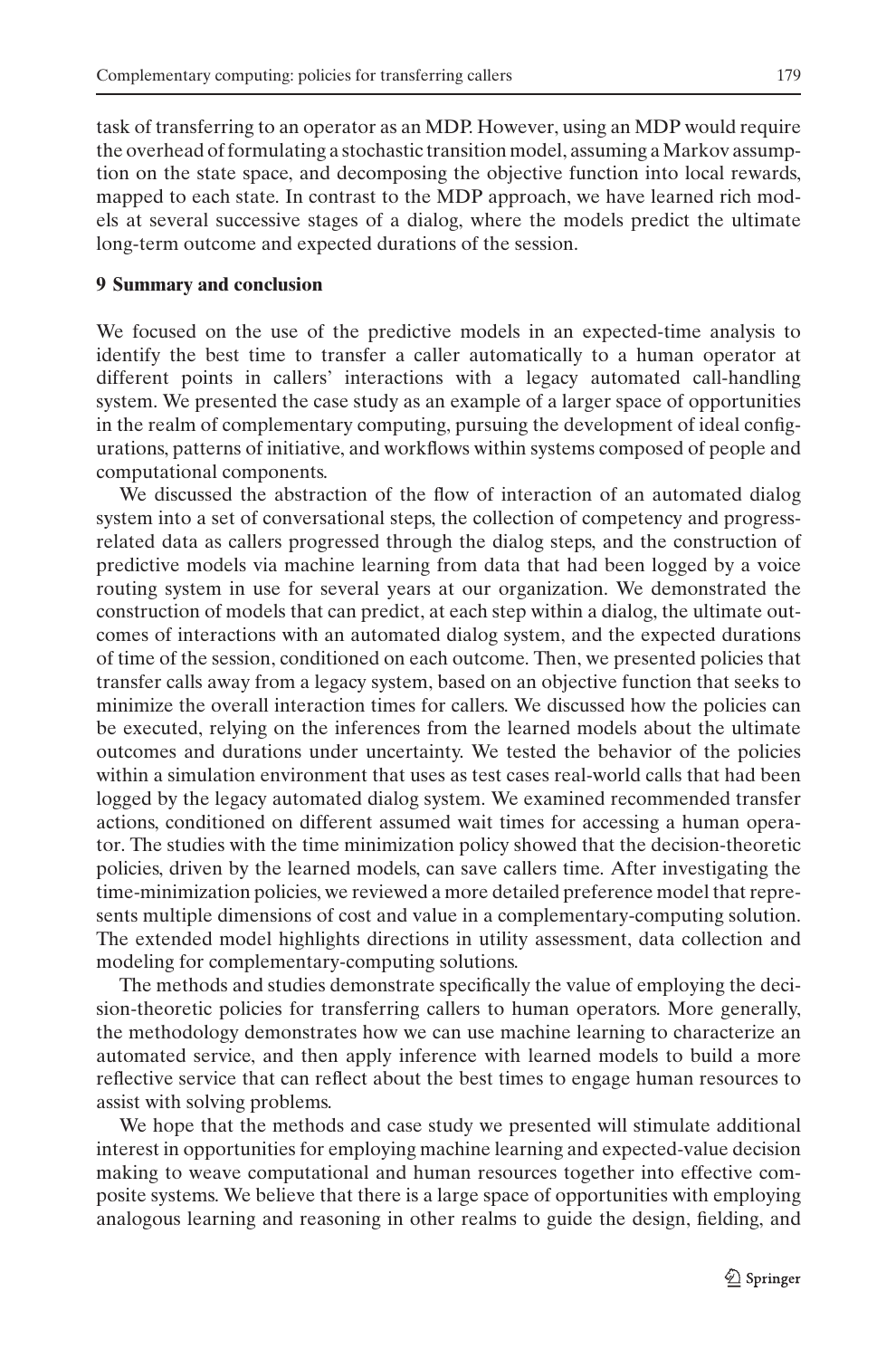task of transferring to an operator as an MDP. However, using an MDP would require the overhead of formulating a stochastic transition model, assuming a Markov assumption on the state space, and decomposing the objective function into local rewards, mapped to each state. In contrast to the MDP approach, we have learned rich models at several successive stages of a dialog, where the models predict the ultimate long-term outcome and expected durations of the session.

## 9 Summary and conclusion

We focused on the use of the predictive models in an expected-time analysis to identify the best time to transfer a caller automatically to a human operator at different points in callers' interactions with a legacy automated call-handling system. We presented the case study as an example of a larger space of opportunities in the realm of complementary computing, pursuing the development of ideal configurations, patterns of initiative, and workflows within systems composed of people and computational components.

We discussed the abstraction of the flow of interaction of an automated dialog system into a set of conversational steps, the collection of competency and progress-related data as callers progressed through the dialog steps, and the construction of predictive models via machine learning from data that had been logged by a voice routing system in use for several years at our organization. We demonstrated the construction of models that can predict, at each step within a dialog, the ultimate outcomes of interactions with an automated dialog system, and the expected durations of time of the session, conditioned on each outcome. Then, we presented policies that transfer calls away from a legacy system, based on an objective function that seeks to minimize the overall interaction times for callers. We discussed how the policies can be executed, relying on the inferences from the learned models about the ultimate outcomes and durations under uncertainty. We tested the behavior of the policies within a simulation environment that uses as test cases real-world calls that had been logged by the legacy automated dialog system. We examined recommended transfer actions, conditioned on different assumed wait times for accessing a human operator. The studies with the time minimization policy showed that the decision-theoretic policies, driven by the learned models, can save callers time. After investigating the time-minimization policies, we reviewed a more detailed preference model that represents multiple dimensions of cost and value in a complementary-computing solution. The extended model highlights directions in utility assessment, data collection and modeling for complementary-computing solutions.

The methods and studies demonstrate specifically the value of employing the decision-theoretic policies for transferring callers to human operators. More generally, the methodology demonstrates how we can use machine learning to characterize an automated service, and then apply inference with learned models to build a more reflective service that can reflect about the best times to engage human resources to assist with solving problems.

We hope that the methods and case study we presented will stimulate additional interest in opportunities for employing machine learning and expected-value decision making to weave computational and human resources together into effective composite systems. We believe that there is a large space of opportunities with employing analogous learning and reasoning in other realms to guide the design, fielding, and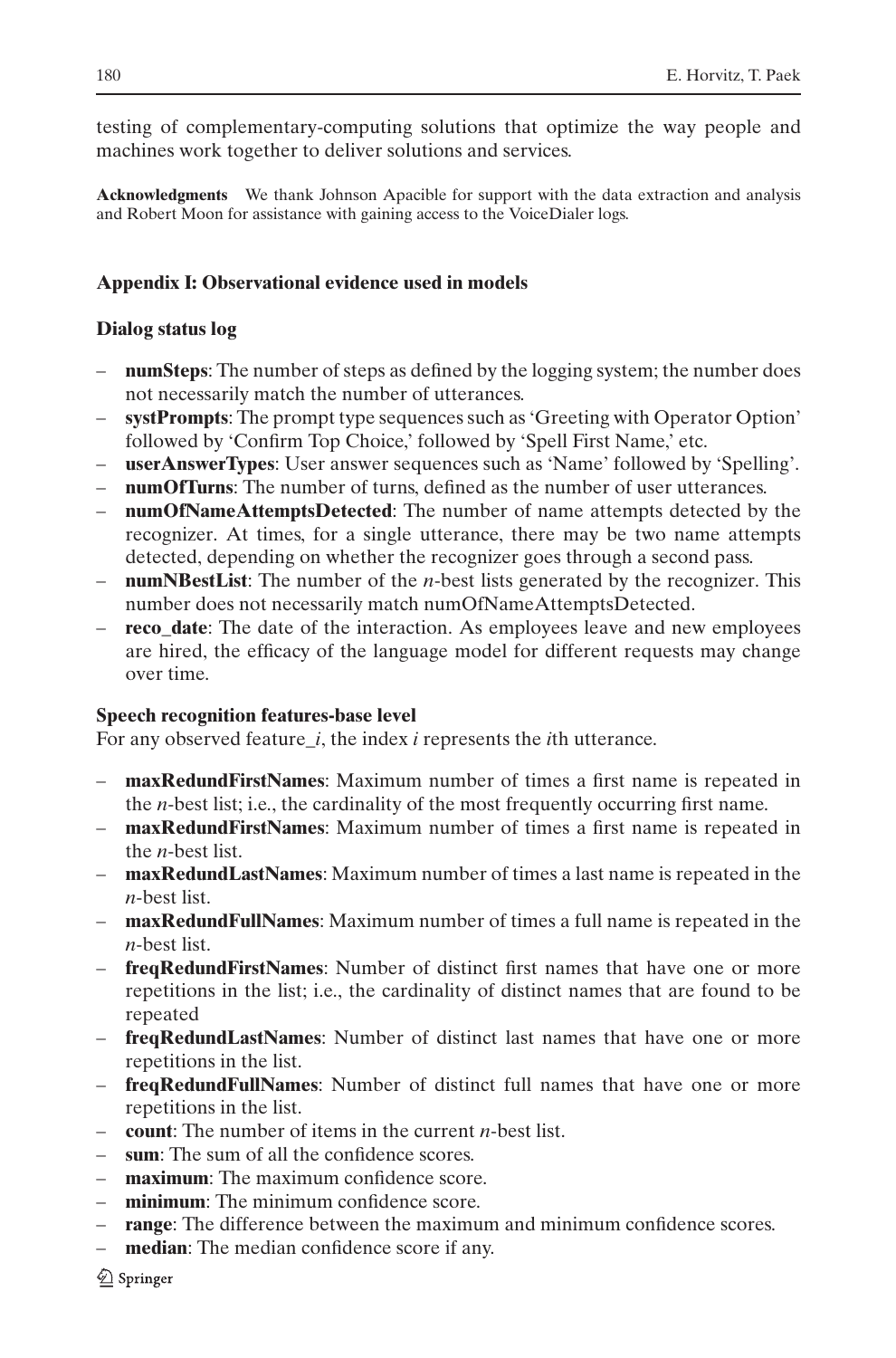testing of complementary-computing solutions that optimize the way people and machines work together to deliver solutions and services.

**Acknowledgments** We thank Johnson Apacible for support with the data extraction and analysis and Robert Moon for assistance with gaining access to the VoiceDialer logs.

## Appendix I: Observational evidence used in models

### Dialog status log

- **numSteps**: The number of steps as defined by the logging system; the number does not necessarily match the number of utterances.
- **systPrompts**: The prompt type sequences such as 'Greeting with Operator Option' followed by 'Confirm Top Choice,' followed by 'Spell First Name,' etc.
- **userAnswerTypes**: User answer sequences such as 'Name' followed by 'Spelling'.
- **numOfTurns**: The number of turns, defined as the number of user utterances.
- **numOfNameAttemptsDetected**: The number of name attempts detected by the recognizer. At times, for a single utterance, there may be two name attempts detected, depending on whether the recognizer goes through a second pass.
- **numNBestList**: The number of the *n*-best lists generated by the recognizer. This number does not necessarily match numOfNameAttemptsDetected.
- **reco_date**: The date of the interaction. As employees leave and new employees are hired, the efficacy of the language model for different requests may change over time.

### Speech recognition features-base level

For any observed feature_*i*, the index *i* represents the *i*th utterance.

- **maxRedundFirstNames**: Maximum number of times a first name is repeated in the *n*-best list; i.e., the cardinality of the most frequently occurring first name.
- **maxRedundFirstNames**: Maximum number of times a first name is repeated in the *n*-best list.
- **maxRedundLastNames**: Maximum number of times a last name is repeated in the *n*-best list.
- **maxRedundFullNames**: Maximum number of times a full name is repeated in the *n*-best list.
- **freqRedundFirstNames**: Number of distinct first names that have one or more repetitions in the list; i.e., the cardinality of distinct names that are found to be repeated
- **freqRedundLastNames**: Number of distinct last names that have one or more repetitions in the list.
- **freqRedundFullNames**: Number of distinct full names that have one or more repetitions in the list.
- **count**: The number of items in the current *n*-best list.
- **sum**: The sum of all the confidence scores.
- **maximum**: The maximum confidence score.
- **minimum**: The minimum confidence score.
- **range**: The difference between the maximum and minimum confidence scores.
- **median**: The median confidence score if any.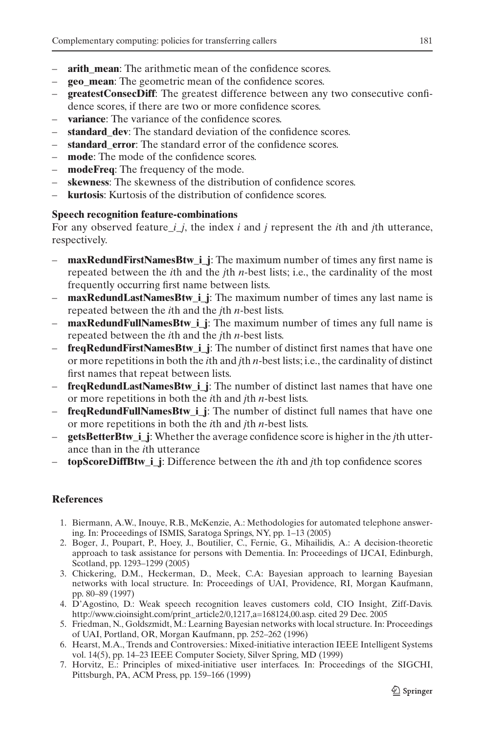- **arith_mean**: The arithmetic mean of the confidence scores.
- **geo_mean**: The geometric mean of the confidence scores.
- **greatestConsecDiff**: The greatest difference between any two consecutive confidence scores, if there are two or more confidence scores.
- **variance**: The variance of the confidence scores.
- **standard_dev**: The standard deviation of the confidence scores.
- **standard_error**: The standard error of the confidence scores.
- **mode**: The mode of the confidence scores.
- **modeFreq**: The frequency of the mode.
- **skewness**: The skewness of the distribution of confidence scores.
- **kurtosis**: Kurtosis of the distribution of confidence scores.

**Speech recognition feature-combinations**

For any observed feature_*i*_*j*, the index *i* and *j* represent the *i*th and *j*th utterance, respectively.

- **maxRedundFirstNamesBtw_i_j**: The maximum number of times any first name is repeated between the *i*th and the *j*th *n*-best lists; i.e., the cardinality of the most frequently occurring first name between lists.
- **maxRedundLastNamesBtw_i_j**: The maximum number of times any last name is repeated between the *i*th and the *j*th *n*-best lists.
- **maxRedundFullNamesBtw_i_j**: The maximum number of times any full name is repeated between the *i*th and the *j*th *n*-best lists.
- **freqRedundFirstNamesBtw_i_j**: The number of distinct first names that have one or more repetitions in both the *i*th and *j*th *n*-best lists; i.e., the cardinality of distinct first names that repeat between lists.
- **freqRedundLastNamesBtw_i_j**: The number of distinct last names that have one or more repetitions in both the *i*th and *j*th *n*-best lists.
- **freqRedundFullNamesBtw_i_j**: The number of distinct full names that have one or more repetitions in both the *i*th and *j*th *n*-best lists.
- **getsBetterBtw_i_j**: Whether the average confidence score is higher in the *j*th utterance than in the *i*th utterance
- **topScoreDiffBtw_i_j**: Difference between the *i*th and *j*th top confidence scores

## References

1. Biermann, A.W., Inouye, R.B., McKenzie, A.: Methodologies for automated telephone answering. In: Proceedings of ISMIS, Saratoga Springs, NY, pp. 1–13 (2005)
2. Boger, J., Poupart, P., Hoey, J., Boutilier, C., Fernie, G., Mihailidis, A.: A decision-theoretic approach to task assistance for persons with Dementia. In: Proceedings of IJCAI, Edinburgh, Scotland, pp. 1293–1299 (2005)
3. Chickering, D.M., Heckerman, D., Meek, C.A: Bayesian approach to learning Bayesian networks with local structure. In: Proceedings of UAI, Providence, RI, Morgan Kaufmann, pp. 80–89 (1997)
4. D'Agostino, D.: Weak speech recognition leaves customers cold, CIO Insight, Ziff-Davis. http://www.cioinsight.com/print_article2/0,1217,a=168124,00.asp. cited 29 Dec. 2005
5. Friedman, N., Goldszmidt, M.: Learning Bayesian networks with local structure. In: Proceedings of UAI, Portland, OR, Morgan Kaufmann, pp. 252–262 (1996)
6. Hearst, M.A., Trends and Controversies.: Mixed-initiative interaction IEEE Intelligent Systems vol. 14(5), pp. 14–23 IEEE Computer Society, Silver Spring, MD (1999)
7. Horvitz, E.: Principles of mixed-initiative user interfaces. In: Proceedings of the SIGCHI, Pittsburgh, PA, ACM Press, pp. 159–166 (1999)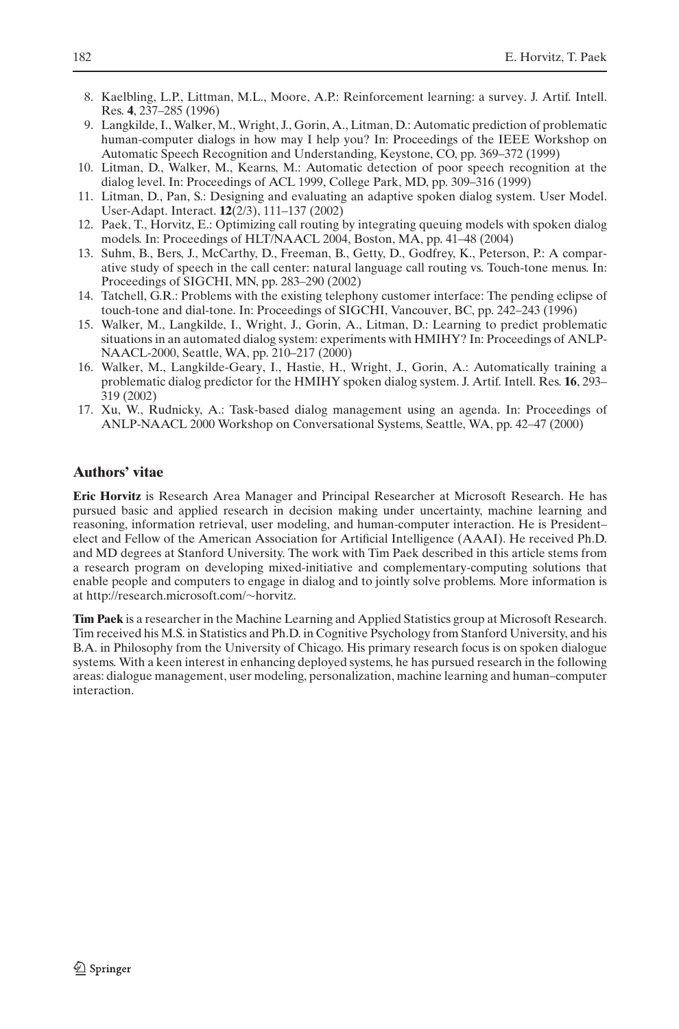8. Kaelbling, L.P., Littman, M.L., Moore, A.P.: Reinforcement learning: a survey. J. Artif. Intell. Res. **4**, 237–285 (1996)
9. Langkilde, I., Walker, M., Wright, J., Gorin, A., Litman, D.: Automatic prediction of problematic human-computer dialogs in how may I help you? In: Proceedings of the IEEE Workshop on Automatic Speech Recognition and Understanding, Keystone, CO, pp. 369–372 (1999)
10. Litman, D., Walker, M., Kearns, M.: Automatic detection of poor speech recognition at the dialog level. In: Proceedings of ACL 1999, College Park, MD, pp. 309–316 (1999)
11. Litman, D., Pan, S.: Designing and evaluating an adaptive spoken dialog system. User Model. User-Adapt. Interact. **12**(2/3), 111–137 (2002)
12. Paek, T., Horvitz, E.: Optimizing call routing by integrating queuing models with spoken dialog models. In: Proceedings of HLT/NAACL 2004, Boston, MA, pp. 41–48 (2004)
13. Suhm, B., Bers, J., McCarthy, D., Freeman, B., Getty, D., Godfrey, K., Peterson, P.: A comparative study of speech in the call center: natural language call routing vs. Touch-tone menus. In: Proceedings of SIGCHI, MN, pp. 283–290 (2002)
14. Tatchell, G.R.: Problems with the existing telephony customer interface: The pending eclipse of touch-tone and dial-tone. In: Proceedings of SIGCHI, Vancouver, BC, pp. 242–243 (1996)
15. Walker, M., Langkilde, I., Wright, J., Gorin, A., Litman, D.: Learning to predict problematic situations in an automated dialog system: experiments with HMIHY? In: Proceedings of ANLP-NAACL-2000, Seattle, WA, pp. 210–217 (2000)
16. Walker, M., Langkilde-Geary, I., Hastie, H., Wright, J., Gorin, A.: Automatically training a problematic dialog predictor for the HMIHY spoken dialog system. J. Artif. Intell. Res. **16**, 293–319 (2002)
17. Xu, W., Rudnicky, A.: Task-based dialog management using an agenda. In: Proceedings of ANLP-NAACL 2000 Workshop on Conversational Systems, Seattle, WA, pp. 42–47 (2000)

## Authors' vitae

**Eric Horvitz** is Research Area Manager and Principal Researcher at Microsoft Research. He has pursued basic and applied research in decision making under uncertainty, machine learning and reasoning, information retrieval, user modeling, and human-computer interaction. He is President–elect and Fellow of the American Association for Artificial Intelligence (AAAI). He received Ph.D. and MD degrees at Stanford University. The work with Tim Paek described in this article stems from a research program on developing mixed-initiative and complementary-computing solutions that enable people and computers to engage in dialog and to jointly solve problems. More information is at http://research.microsoft.com/~horvitz.

**Tim Paek** is a researcher in the Machine Learning and Applied Statistics group at Microsoft Research. Tim received his M.S. in Statistics and Ph.D. in Cognitive Psychology from Stanford University, and his B.A. in Philosophy from the University of Chicago. His primary research focus is on spoken dialogue systems. With a keen interest in enhancing deployed systems, he has pursued research in the following areas: dialogue management, user modeling, personalization, machine learning and human–computer interaction.